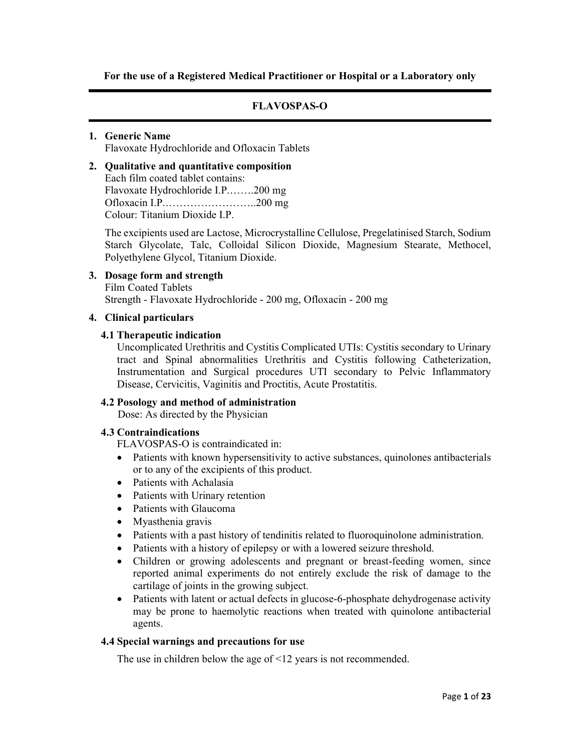**For the use of a Registered Medical Practitioner or Hospital or a Laboratory only**

# FLAVOSPAS-O

## 1. Generic Name

Flavoxate Hydrochloride and Ofloxacin Tablets

## 2. Qualitative and quantitative composition

Each film coated tablet contains:
Flavoxate Hydrochloride I.P.…….200 mg
Ofloxacin I.P.……………………..200 mg
Colour: Titanium Dioxide I.P.

The excipients used are Lactose, Microcrystalline Cellulose, Pregelatinised Starch, Sodium Starch Glycolate, Talc, Colloidal Silicon Dioxide, Magnesium Stearate, Methocel, Polyethylene Glycol, Titanium Dioxide.

## 3. Dosage form and strength

Film Coated Tablets
Strength - Flavoxate Hydrochloride - 200 mg, Ofloxacin - 200 mg

## 4. Clinical particulars

### 4.1 Therapeutic indication

Uncomplicated Urethritis and Cystitis Complicated UTIs: Cystitis secondary to Urinary tract and Spinal abnormalities Urethritis and Cystitis following Catheterization, Instrumentation and Surgical procedures UTI secondary to Pelvic Inflammatory Disease, Cervicitis, Vaginitis and Proctitis, Acute Prostatitis.

### 4.2 Posology and method of administration

Dose: As directed by the Physician

### 4.3 Contraindications

FLAVOSPAS-O is contraindicated in:

- Patients with known hypersensitivity to active substances, quinolones antibacterials or to any of the excipients of this product.
- Patients with Achalasia
- Patients with Urinary retention
- Patients with Glaucoma
- Myasthenia gravis
- Patients with a past history of tendinitis related to fluoroquinolone administration.
- Patients with a history of epilepsy or with a lowered seizure threshold.
- Children or growing adolescents and pregnant or breast-feeding women, since reported animal experiments do not entirely exclude the risk of damage to the cartilage of joints in the growing subject.
- Patients with latent or actual defects in glucose-6-phosphate dehydrogenase activity may be prone to haemolytic reactions when treated with quinolone antibacterial agents.

### 4.4 Special warnings and precautions for use

The use in children below the age of <12 years is not recommended.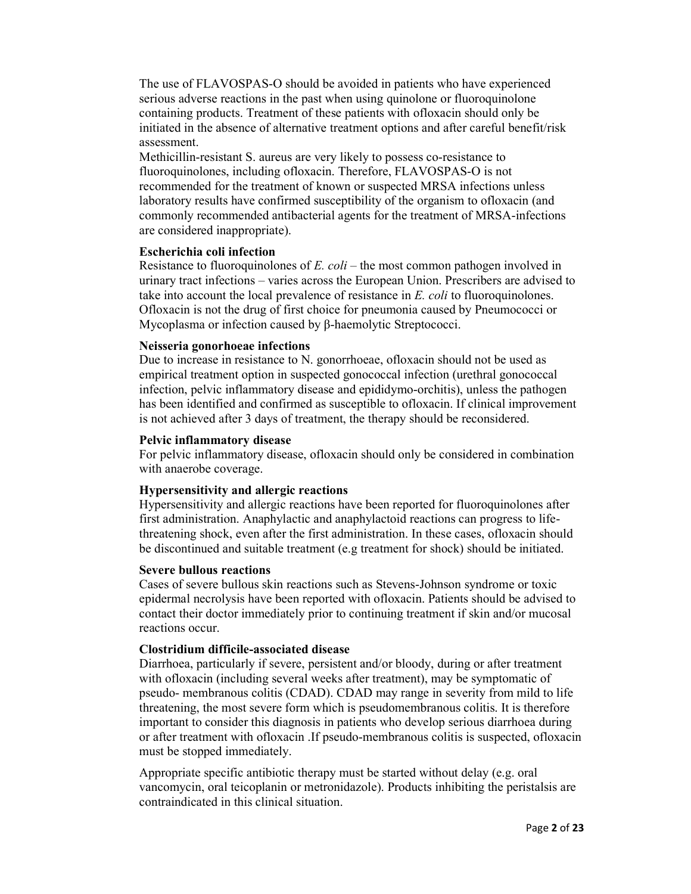The use of FLAVOSPAS-O should be avoided in patients who have experienced serious adverse reactions in the past when using quinolone or fluoroquinolone containing products. Treatment of these patients with ofloxacin should only be initiated in the absence of alternative treatment options and after careful benefit/risk assessment.

Methicillin-resistant S. aureus are very likely to possess co-resistance to fluoroquinolones, including ofloxacin. Therefore, FLAVOSPAS-O is not recommended for the treatment of known or suspected MRSA infections unless laboratory results have confirmed susceptibility of the organism to ofloxacin (and commonly recommended antibacterial agents for the treatment of MRSA-infections are considered inappropriate).

**Escherichia coli infection**

Resistance to fluoroquinolones of *E. coli* – the most common pathogen involved in urinary tract infections – varies across the European Union. Prescribers are advised to take into account the local prevalence of resistance in *E. coli* to fluoroquinolones. Ofloxacin is not the drug of first choice for pneumonia caused by Pneumococci or Mycoplasma or infection caused by β-haemolytic Streptococci.

**Neisseria gonorhoeae infections**

Due to increase in resistance to N. gonorrhoeae, ofloxacin should not be used as empirical treatment option in suspected gonococcal infection (urethral gonococcal infection, pelvic inflammatory disease and epididymo-orchitis), unless the pathogen has been identified and confirmed as susceptible to ofloxacin. If clinical improvement is not achieved after 3 days of treatment, the therapy should be reconsidered.

**Pelvic inflammatory disease**

For pelvic inflammatory disease, ofloxacin should only be considered in combination with anaerobe coverage.

**Hypersensitivity and allergic reactions**

Hypersensitivity and allergic reactions have been reported for fluoroquinolones after first administration. Anaphylactic and anaphylactoid reactions can progress to life-threatening shock, even after the first administration. In these cases, ofloxacin should be discontinued and suitable treatment (e.g treatment for shock) should be initiated.

**Severe bullous reactions**

Cases of severe bullous skin reactions such as Stevens-Johnson syndrome or toxic epidermal necrolysis have been reported with ofloxacin. Patients should be advised to contact their doctor immediately prior to continuing treatment if skin and/or mucosal reactions occur.

**Clostridium difficile-associated disease**

Diarrhoea, particularly if severe, persistent and/or bloody, during or after treatment with ofloxacin (including several weeks after treatment), may be symptomatic of pseudo- membranous colitis (CDAD). CDAD may range in severity from mild to life threatening, the most severe form which is pseudomembranous colitis. It is therefore important to consider this diagnosis in patients who develop serious diarrhoea during or after treatment with ofloxacin .If pseudo-membranous colitis is suspected, ofloxacin must be stopped immediately.

Appropriate specific antibiotic therapy must be started without delay (e.g. oral vancomycin, oral teicoplanin or metronidazole). Products inhibiting the peristalsis are contraindicated in this clinical situation.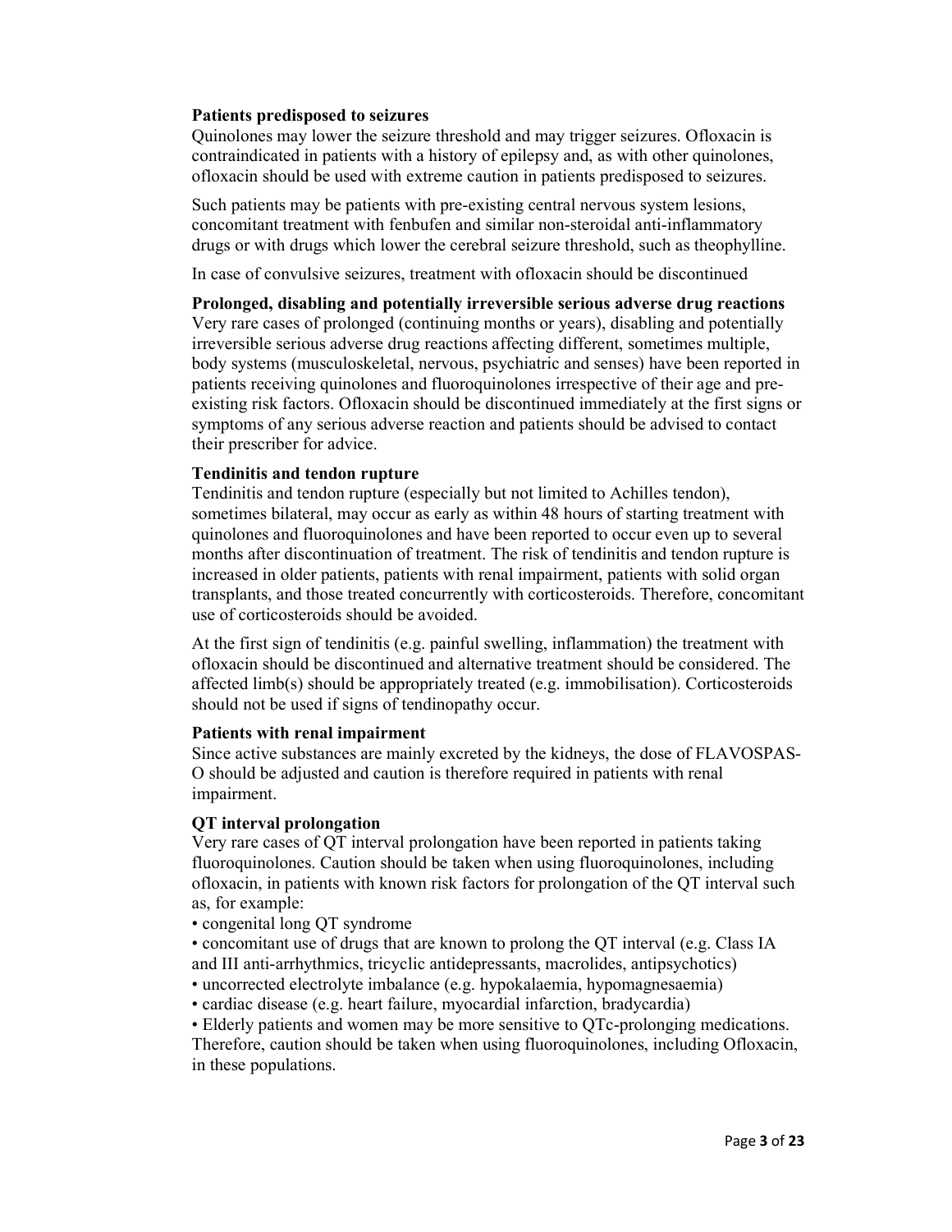**Patients predisposed to seizures**

Quinolones may lower the seizure threshold and may trigger seizures. Ofloxacin is contraindicated in patients with a history of epilepsy and, as with other quinolones, ofloxacin should be used with extreme caution in patients predisposed to seizures.

Such patients may be patients with pre-existing central nervous system lesions, concomitant treatment with fenbufen and similar non-steroidal anti-inflammatory drugs or with drugs which lower the cerebral seizure threshold, such as theophylline.

In case of convulsive seizures, treatment with ofloxacin should be discontinued

**Prolonged, disabling and potentially irreversible serious adverse drug reactions**

Very rare cases of prolonged (continuing months or years), disabling and potentially irreversible serious adverse drug reactions affecting different, sometimes multiple, body systems (musculoskeletal, nervous, psychiatric and senses) have been reported in patients receiving quinolones and fluoroquinolones irrespective of their age and pre-existing risk factors. Ofloxacin should be discontinued immediately at the first signs or symptoms of any serious adverse reaction and patients should be advised to contact their prescriber for advice.

**Tendinitis and tendon rupture**

Tendinitis and tendon rupture (especially but not limited to Achilles tendon), sometimes bilateral, may occur as early as within 48 hours of starting treatment with quinolones and fluoroquinolones and have been reported to occur even up to several months after discontinuation of treatment. The risk of tendinitis and tendon rupture is increased in older patients, patients with renal impairment, patients with solid organ transplants, and those treated concurrently with corticosteroids. Therefore, concomitant use of corticosteroids should be avoided.

At the first sign of tendinitis (e.g. painful swelling, inflammation) the treatment with ofloxacin should be discontinued and alternative treatment should be considered. The affected limb(s) should be appropriately treated (e.g. immobilisation). Corticosteroids should not be used if signs of tendinopathy occur.

**Patients with renal impairment**

Since active substances are mainly excreted by the kidneys, the dose of FLAVOSPAS-O should be adjusted and caution is therefore required in patients with renal impairment.

**QT interval prolongation**

Very rare cases of QT interval prolongation have been reported in patients taking fluoroquinolones. Caution should be taken when using fluoroquinolones, including ofloxacin, in patients with known risk factors for prolongation of the QT interval such as, for example:

- congenital long QT syndrome
- concomitant use of drugs that are known to prolong the QT interval (e.g. Class IA and III anti-arrhythmics, tricyclic antidepressants, macrolides, antipsychotics)
- uncorrected electrolyte imbalance (e.g. hypokalaemia, hypomagnesaemia)
- cardiac disease (e.g. heart failure, myocardial infarction, bradycardia)
- Elderly patients and women may be more sensitive to QTc-prolonging medications.

Therefore, caution should be taken when using fluoroquinolones, including Ofloxacin, in these populations.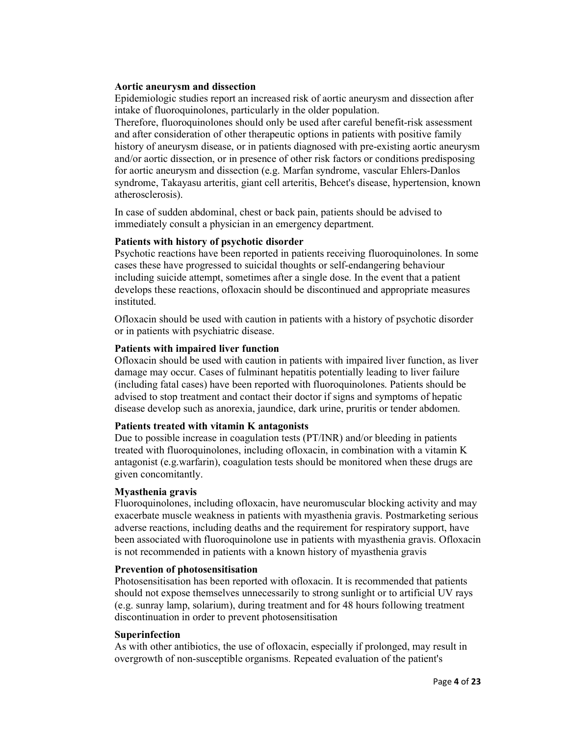**Aortic aneurysm and dissection**

Epidemiologic studies report an increased risk of aortic aneurysm and dissection after intake of fluoroquinolones, particularly in the older population.

Therefore, fluoroquinolones should only be used after careful benefit-risk assessment and after consideration of other therapeutic options in patients with positive family history of aneurysm disease, or in patients diagnosed with pre-existing aortic aneurysm and/or aortic dissection, or in presence of other risk factors or conditions predisposing for aortic aneurysm and dissection (e.g. Marfan syndrome, vascular Ehlers-Danlos syndrome, Takayasu arteritis, giant cell arteritis, Behcet's disease, hypertension, known atherosclerosis).

In case of sudden abdominal, chest or back pain, patients should be advised to immediately consult a physician in an emergency department.

**Patients with history of psychotic disorder**

Psychotic reactions have been reported in patients receiving fluoroquinolones. In some cases these have progressed to suicidal thoughts or self-endangering behaviour including suicide attempt, sometimes after a single dose. In the event that a patient develops these reactions, ofloxacin should be discontinued and appropriate measures instituted.

Ofloxacin should be used with caution in patients with a history of psychotic disorder or in patients with psychiatric disease.

**Patients with impaired liver function**

Ofloxacin should be used with caution in patients with impaired liver function, as liver damage may occur. Cases of fulminant hepatitis potentially leading to liver failure (including fatal cases) have been reported with fluoroquinolones. Patients should be advised to stop treatment and contact their doctor if signs and symptoms of hepatic disease develop such as anorexia, jaundice, dark urine, pruritis or tender abdomen.

**Patients treated with vitamin K antagonists**

Due to possible increase in coagulation tests (PT/INR) and/or bleeding in patients treated with fluoroquinolones, including ofloxacin, in combination with a vitamin K antagonist (e.g.warfarin), coagulation tests should be monitored when these drugs are given concomitantly.

**Myasthenia gravis**

Fluoroquinolones, including ofloxacin, have neuromuscular blocking activity and may exacerbate muscle weakness in patients with myasthenia gravis. Postmarketing serious adverse reactions, including deaths and the requirement for respiratory support, have been associated with fluoroquinolone use in patients with myasthenia gravis. Ofloxacin is not recommended in patients with a known history of myasthenia gravis

**Prevention of photosensitisation**

Photosensitisation has been reported with ofloxacin. It is recommended that patients should not expose themselves unnecessarily to strong sunlight or to artificial UV rays (e.g. sunray lamp, solarium), during treatment and for 48 hours following treatment discontinuation in order to prevent photosensitisation

**Superinfection**

As with other antibiotics, the use of ofloxacin, especially if prolonged, may result in overgrowth of non-susceptible organisms. Repeated evaluation of the patient's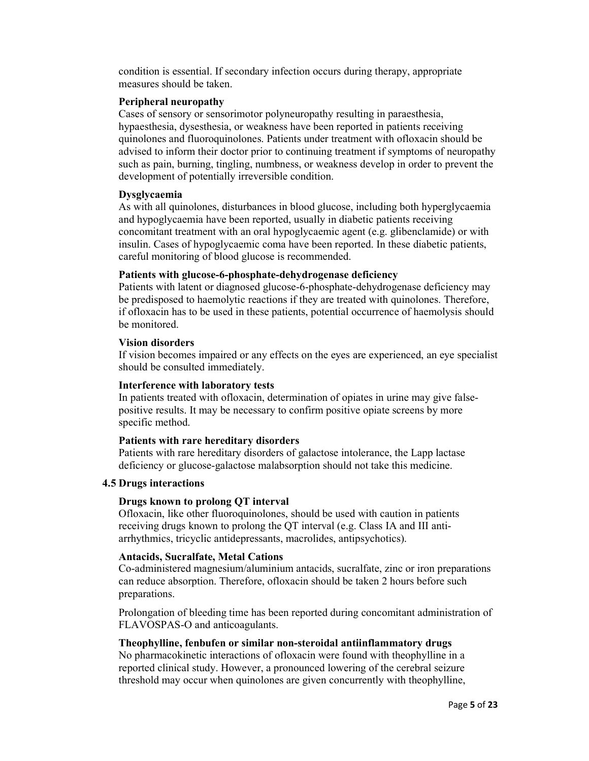condition is essential. If secondary infection occurs during therapy, appropriate measures should be taken.

**Peripheral neuropathy**

Cases of sensory or sensorimotor polyneuropathy resulting in paraesthesia, hypaesthesia, dysesthesia, or weakness have been reported in patients receiving quinolones and fluoroquinolones. Patients under treatment with ofloxacin should be advised to inform their doctor prior to continuing treatment if symptoms of neuropathy such as pain, burning, tingling, numbness, or weakness develop in order to prevent the development of potentially irreversible condition.

**Dysglycaemia**

As with all quinolones, disturbances in blood glucose, including both hyperglycaemia and hypoglycaemia have been reported, usually in diabetic patients receiving concomitant treatment with an oral hypoglycaemic agent (e.g. glibenclamide) or with insulin. Cases of hypoglycaemic coma have been reported. In these diabetic patients, careful monitoring of blood glucose is recommended.

**Patients with glucose-6-phosphate-dehydrogenase deficiency**

Patients with latent or diagnosed glucose-6-phosphate-dehydrogenase deficiency may be predisposed to haemolytic reactions if they are treated with quinolones. Therefore, if ofloxacin has to be used in these patients, potential occurrence of haemolysis should be monitored.

**Vision disorders**

If vision becomes impaired or any effects on the eyes are experienced, an eye specialist should be consulted immediately.

**Interference with laboratory tests**

In patients treated with ofloxacin, determination of opiates in urine may give false-positive results. It may be necessary to confirm positive opiate screens by more specific method.

**Patients with rare hereditary disorders**

Patients with rare hereditary disorders of galactose intolerance, the Lapp lactase deficiency or glucose-galactose malabsorption should not take this medicine.

### 4.5 Drugs interactions

**Drugs known to prolong QT interval**

Ofloxacin, like other fluoroquinolones, should be used with caution in patients receiving drugs known to prolong the QT interval (e.g. Class IA and III anti-arrhythmics, tricyclic antidepressants, macrolides, antipsychotics).

**Antacids, Sucralfate, Metal Cations**

Co-administered magnesium/aluminium antacids, sucralfate, zinc or iron preparations can reduce absorption. Therefore, ofloxacin should be taken 2 hours before such preparations.

Prolongation of bleeding time has been reported during concomitant administration of FLAVOSPAS-O and anticoagulants.

**Theophylline, fenbufen or similar non-steroidal antiinflammatory drugs**

No pharmacokinetic interactions of ofloxacin were found with theophylline in a reported clinical study. However, a pronounced lowering of the cerebral seizure threshold may occur when quinolones are given concurrently with theophylline,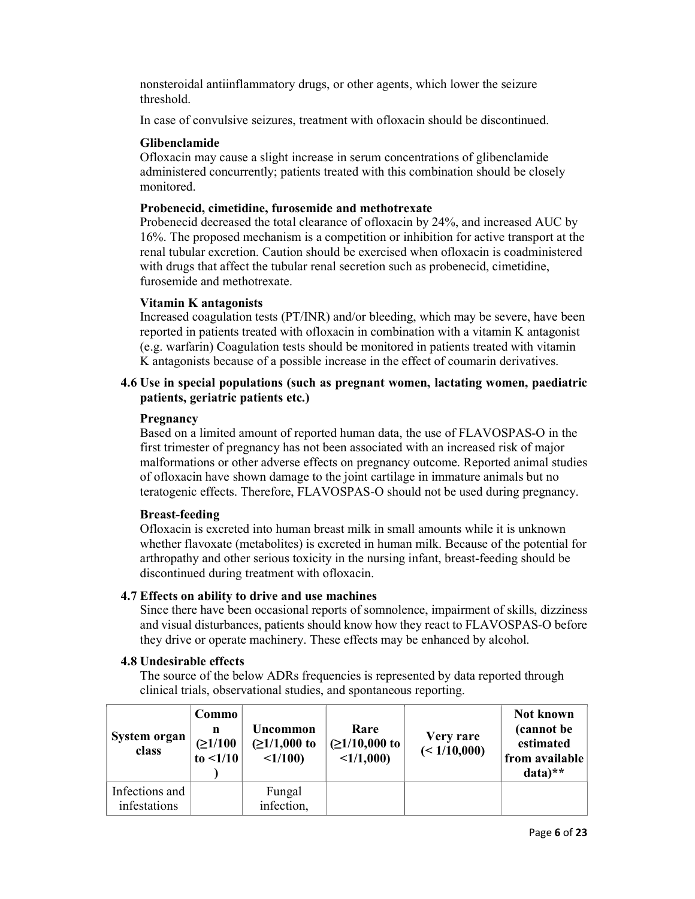nonsteroidal antiinflammatory drugs, or other agents, which lower the seizure threshold.

In case of convulsive seizures, treatment with ofloxacin should be discontinued.

**Glibenclamide**

Ofloxacin may cause a slight increase in serum concentrations of glibenclamide administered concurrently; patients treated with this combination should be closely monitored.

**Probenecid, cimetidine, furosemide and methotrexate**

Probenecid decreased the total clearance of ofloxacin by 24%, and increased AUC by 16%. The proposed mechanism is a competition or inhibition for active transport at the renal tubular excretion. Caution should be exercised when ofloxacin is coadministered with drugs that affect the tubular renal secretion such as probenecid, cimetidine, furosemide and methotrexate.

**Vitamin K antagonists**

Increased coagulation tests (PT/INR) and/or bleeding, which may be severe, have been reported in patients treated with ofloxacin in combination with a vitamin K antagonist (e.g. warfarin) Coagulation tests should be monitored in patients treated with vitamin K antagonists because of a possible increase in the effect of coumarin derivatives.

## 4.6 Use in special populations (such as pregnant women, lactating women, paediatric patients, geriatric patients etc.)

**Pregnancy**

Based on a limited amount of reported human data, the use of FLAVOSPAS-O in the first trimester of pregnancy has not been associated with an increased risk of major malformations or other adverse effects on pregnancy outcome. Reported animal studies of ofloxacin have shown damage to the joint cartilage in immature animals but no teratogenic effects. Therefore, FLAVOSPAS-O should not be used during pregnancy.

**Breast-feeding**

Ofloxacin is excreted into human breast milk in small amounts while it is unknown whether flavoxate (metabolites) is excreted in human milk. Because of the potential for arthropathy and other serious toxicity in the nursing infant, breast-feeding should be discontinued during treatment with ofloxacin.

## 4.7 Effects on ability to drive and use machines

Since there have been occasional reports of somnolence, impairment of skills, dizziness and visual disturbances, patients should know how they react to FLAVOSPAS-O before they drive or operate machinery. These effects may be enhanced by alcohol.

## 4.8 Undesirable effects

The source of the below ADRs frequencies is represented by data reported through clinical trials, observational studies, and spontaneous reporting.

| System organ class | Common (≥1/100 to <1/10) | Uncommon (≥1/1,000 to <1/100) | Rare (≥1/10,000 to <1/1,000) | Very rare (< 1/10,000) | Not known (cannot be estimated from available data)** |
|---|---|---|---|---|---|
| Infections and infestations | | Fungal infection, | | | |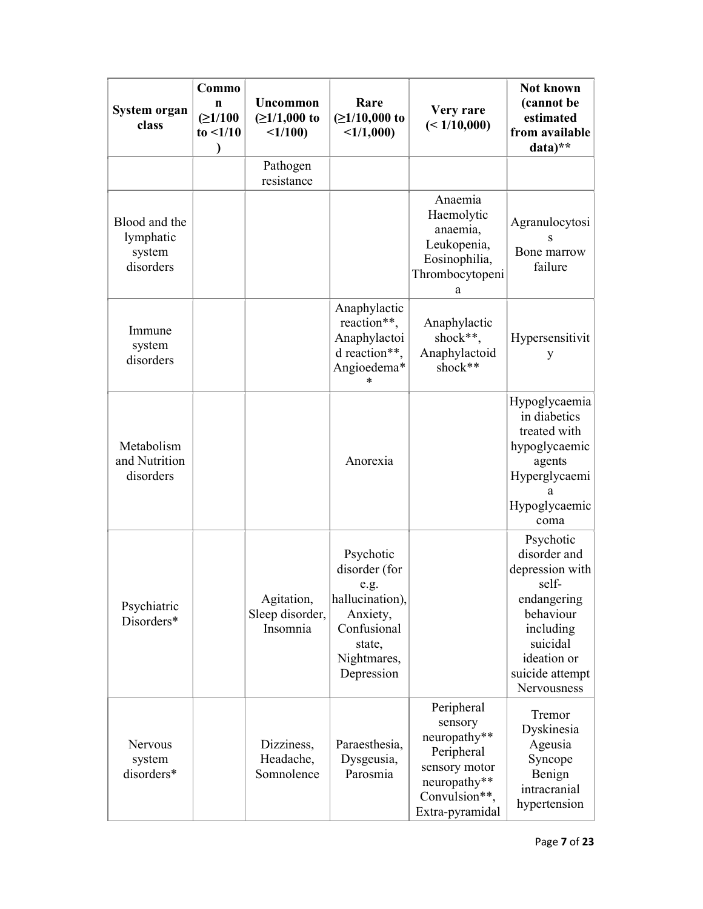| System organ class | Common (≥1/100 to <1/10) | Uncommon (≥1/1,000 to <1/100) | Rare (≥1/10,000 to <1/1,000) | Very rare (< 1/10,000) | Not known (cannot be estimated from available data)** |
|---|---|---|---|---|---|
| | | Pathogen resistance | | | |
| Blood and the lymphatic system disorders | | | | Anaemia Haemolytic anaemia, Leukopenia, Eosinophilia, Thrombocytopenia | Agranulocytosis Bone marrow failure |
| Immune system disorders | | | Anaphylactic reaction**, Anaphylactoid reaction**, Angioedema** | Anaphylactic shock**, Anaphylactoid shock** | Hypersensitivity |
| Metabolism and Nutrition disorders | | | Anorexia | | Hypoglycaemia in diabetics treated with hypoglycaemic agents Hyperglycaemia Hypoglycaemic coma |
| Psychiatric Disorders* | | Agitation, Sleep disorder, Insomnia | Psychotic disorder (for e.g. hallucination), Anxiety, Confusional state, Nightmares, Depression | | Psychotic disorder and depression with self-endangering behaviour including suicidal ideation or suicide attempt Nervousness |
| Nervous system disorders* | | Dizziness, Headache, Somnolence | Paraesthesia, Dysgeusia, Parosmia | Peripheral sensory neuropathy** Peripheral sensory motor neuropathy** Convulsion**, Extra-pyramidal | Tremor Dyskinesia Ageusia Syncope Benign intracranial hypertension |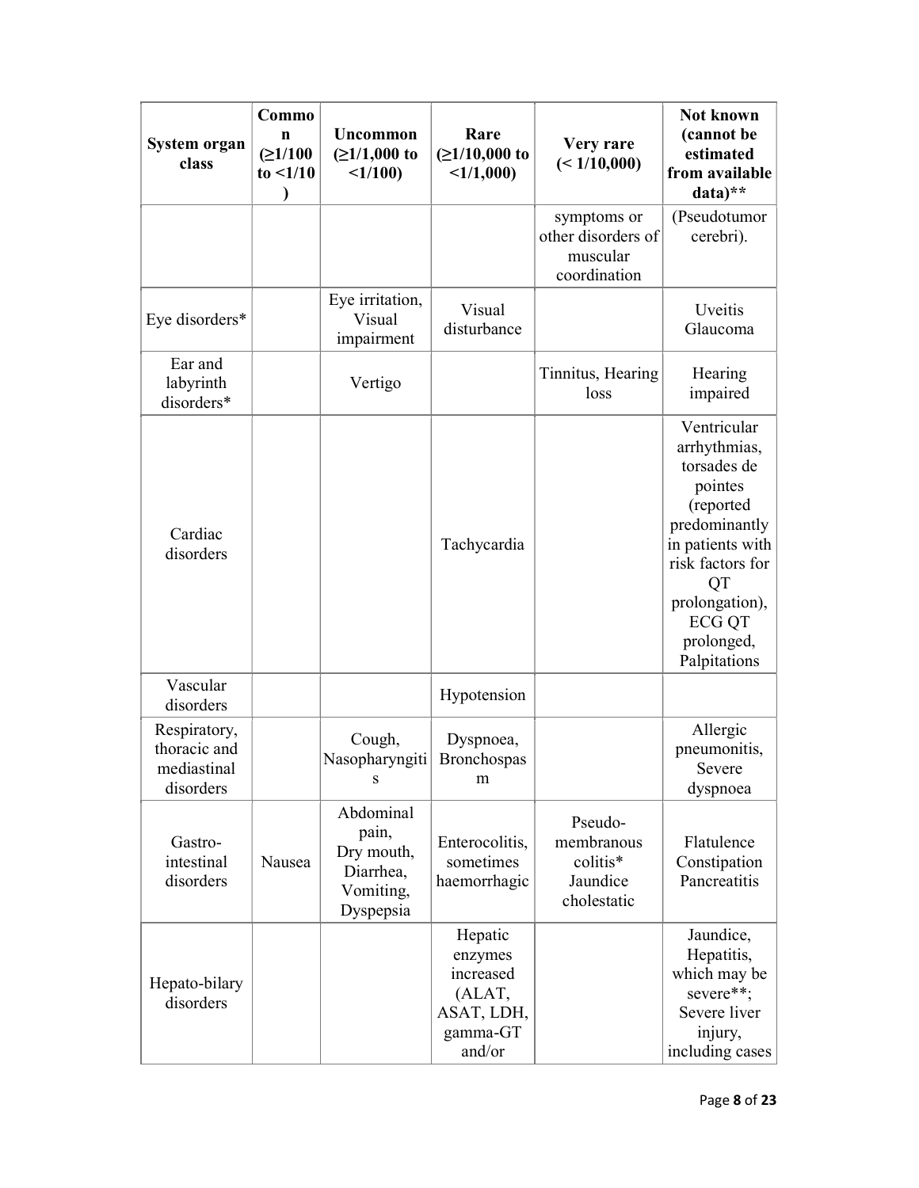| System organ class | Common (≥1/100 to <1/10) | Uncommon (≥1/1,000 to <1/100) | Rare (≥1/10,000 to <1/1,000) | Very rare (< 1/10,000) | Not known (cannot be estimated from available data)** |
|---|---|---|---|---|---|
| | | | | symptoms or other disorders of muscular coordination | (Pseudotumor cerebri). |
| Eye disorders* | | Eye irritation, Visual impairment | Visual disturbance | | Uveitis Glaucoma |
| Ear and labyrinth disorders* | | Vertigo | | Tinnitus, Hearing loss | Hearing impaired |
| Cardiac disorders | | | Tachycardia | | Ventricular arrhythmias, torsades de pointes (reported predominantly in patients with risk factors for QT prolongation), ECG QT prolonged, Palpitations |
| Vascular disorders | | | Hypotension | | |
| Respiratory, thoracic and mediastinal disorders | | Cough, Nasopharyngitis | Dyspnoea, Bronchospasm | | Allergic pneumonitis, Severe dyspnoea |
| Gastro-intestinal disorders | Nausea | Abdominal pain, Dry mouth, Diarrhea, Vomiting, Dyspepsia | Enterocolitis, sometimes haemorrhagic | Pseudo-membranous colitis* Jaundice cholestatic | Flatulence Constipation Pancreatitis |
| Hepato-bilary disorders | | | Hepatic enzymes increased (ALAT, ASAT, LDH, gamma-GT and/or | | Jaundice, Hepatitis, which may be severe**; Severe liver injury, including cases |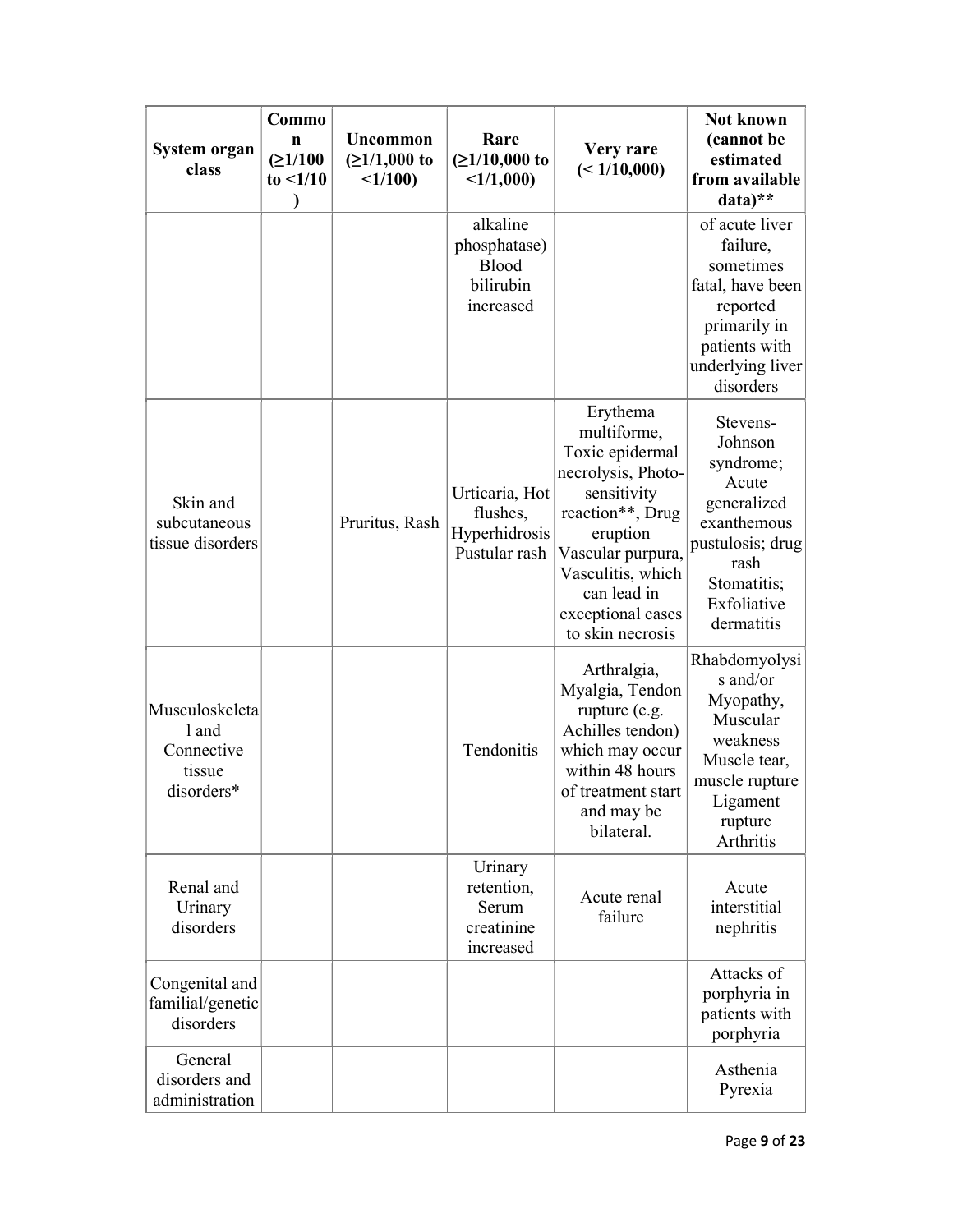| System organ class | Common (≥1/100 to <1/10) | Uncommon (≥1/1,000 to <1/100) | Rare (≥1/10,000 to <1/1,000) | Very rare (< 1/10,000) | Not known (cannot be estimated from available data)** |
|---|---|---|---|---|---|
| | | | alkaline phosphatase) Blood bilirubin increased | | of acute liver failure, sometimes fatal, have been reported primarily in patients with underlying liver disorders |
| Skin and subcutaneous tissue disorders | | Pruritus, Rash | Urticaria, Hot flushes, Hyperhidrosis Pustular rash | Erythema multiforme, Toxic epidermal necrolysis, Photo-sensitivity reaction**, Drug eruption Vascular purpura, Vasculitis, which can lead in exceptional cases to skin necrosis | Stevens-Johnson syndrome; Acute generalized exanthemous pustulosis; drug rash Stomatitis; Exfoliative dermatitis |
| Musculoskeletal and Connective tissue disorders* | | | Tendonitis | Arthralgia, Myalgia, Tendon rupture (e.g. Achilles tendon) which may occur within 48 hours of treatment start and may be bilateral. | Rhabdomyolysis and/or Myopathy, Muscular weakness Muscle tear, muscle rupture Ligament rupture Arthritis |
| Renal and Urinary disorders | | | Urinary retention, Serum creatinine increased | Acute renal failure | Acute interstitial nephritis |
| Congenital and familial/genetic disorders | | | | | Attacks of porphyria in patients with porphyria |
| General disorders and administration | | | | | Asthenia Pyrexia |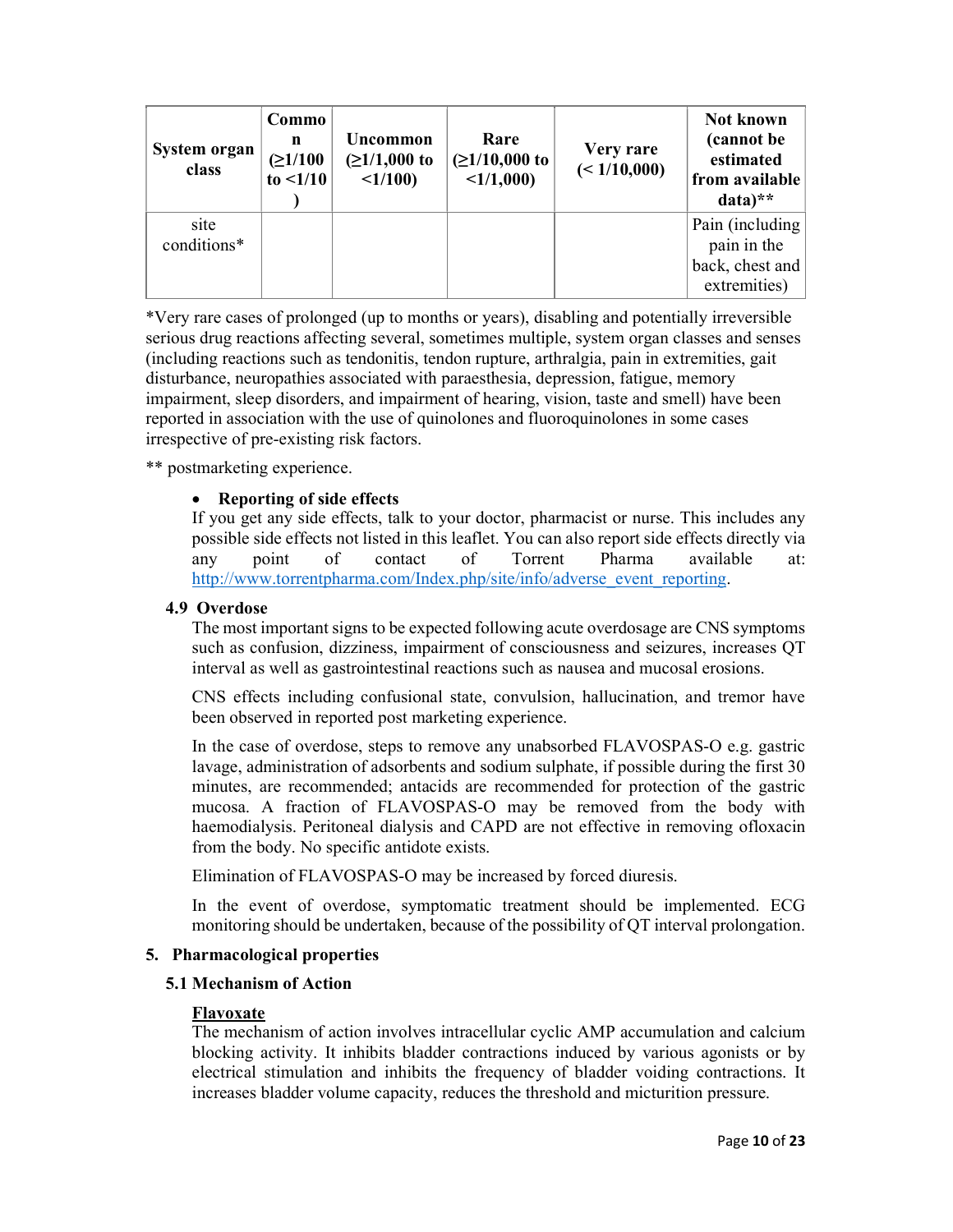| System organ class | Common (≥1/100 to <1/10) | Uncommon (≥1/1,000 to <1/100) | Rare (≥1/10,000 to <1/1,000) | Very rare (< 1/10,000) | Not known (cannot be estimated from available data)** |
|---|---|---|---|---|---|
| site conditions* | | | | | Pain (including pain in the back, chest and extremities) |

*Very rare cases of prolonged (up to months or years), disabling and potentially irreversible serious drug reactions affecting several, sometimes multiple, system organ classes and senses (including reactions such as tendonitis, tendon rupture, arthralgia, pain in extremities, gait disturbance, neuropathies associated with paraesthesia, depression, fatigue, memory impairment, sleep disorders, and impairment of hearing, vision, taste and smell) have been reported in association with the use of quinolones and fluoroquinolones in some cases irrespective of pre-existing risk factors.

** postmarketing experience.

- **Reporting of side effects**

  If you get any side effects, talk to your doctor, pharmacist or nurse. This includes any possible side effects not listed in this leaflet. You can also report side effects directly via any point of contact of Torrent Pharma available at: http://www.torrentpharma.com/Index.php/site/info/adverse_event_reporting.

### 4.9 Overdose

The most important signs to be expected following acute overdosage are CNS symptoms such as confusion, dizziness, impairment of consciousness and seizures, increases QT interval as well as gastrointestinal reactions such as nausea and mucosal erosions.

CNS effects including confusional state, convulsion, hallucination, and tremor have been observed in reported post marketing experience.

In the case of overdose, steps to remove any unabsorbed FLAVOSPAS-O e.g. gastric lavage, administration of adsorbents and sodium sulphate, if possible during the first 30 minutes, are recommended; antacids are recommended for protection of the gastric mucosa. A fraction of FLAVOSPAS-O may be removed from the body with haemodialysis. Peritoneal dialysis and CAPD are not effective in removing ofloxacin from the body. No specific antidote exists.

Elimination of FLAVOSPAS-O may be increased by forced diuresis.

In the event of overdose, symptomatic treatment should be implemented. ECG monitoring should be undertaken, because of the possibility of QT interval prolongation.

## 5. Pharmacological properties

### 5.1 Mechanism of Action

**Flavoxate**

The mechanism of action involves intracellular cyclic AMP accumulation and calcium blocking activity. It inhibits bladder contractions induced by various agonists or by electrical stimulation and inhibits the frequency of bladder voiding contractions. It increases bladder volume capacity, reduces the threshold and micturition pressure.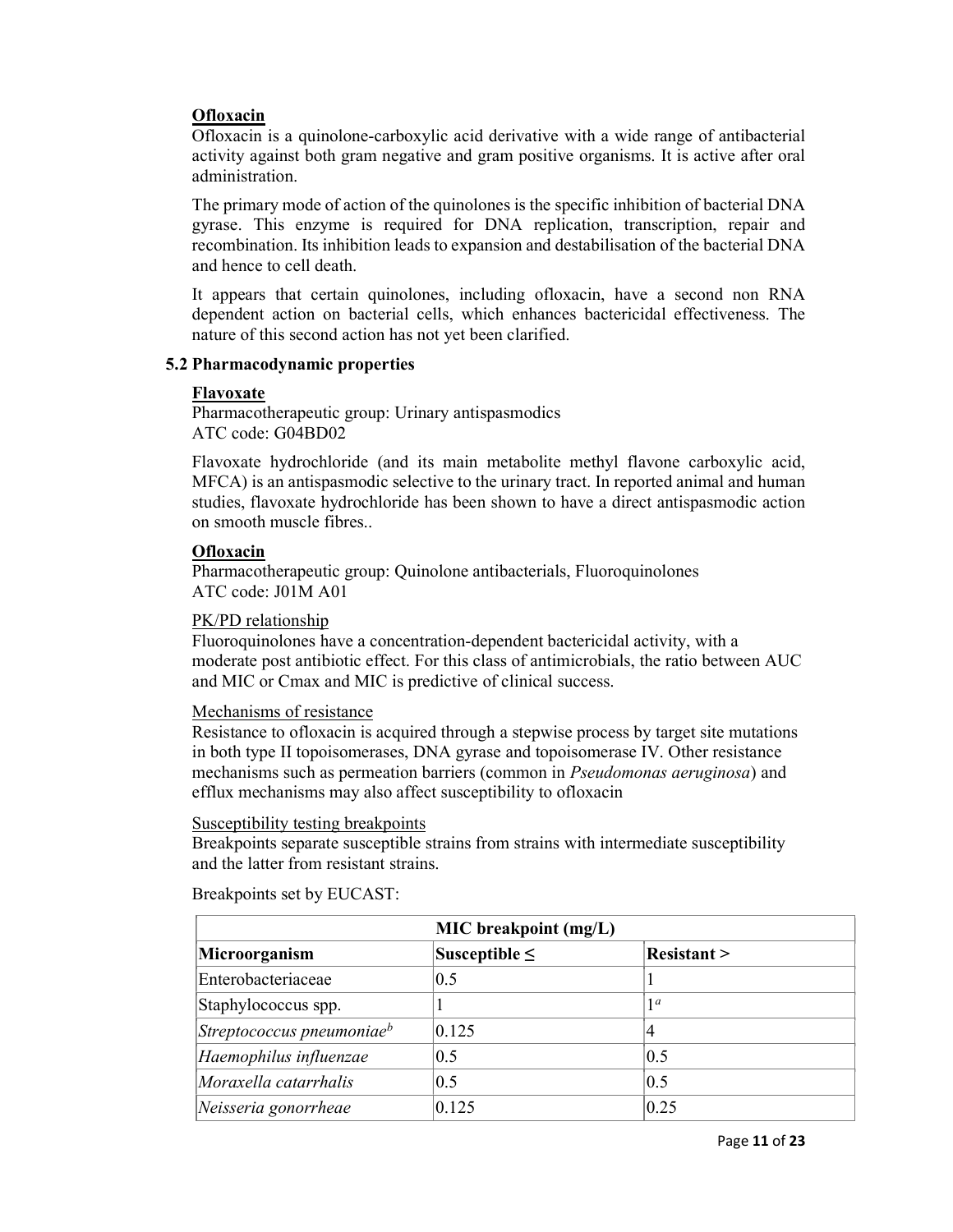**Ofloxacin**

Ofloxacin is a quinolone-carboxylic acid derivative with a wide range of antibacterial activity against both gram negative and gram positive organisms. It is active after oral administration.

The primary mode of action of the quinolones is the specific inhibition of bacterial DNA gyrase. This enzyme is required for DNA replication, transcription, repair and recombination. Its inhibition leads to expansion and destabilisation of the bacterial DNA and hence to cell death.

It appears that certain quinolones, including ofloxacin, have a second non RNA dependent action on bacterial cells, which enhances bactericidal effectiveness. The nature of this second action has not yet been clarified.

### 5.2 Pharmacodynamic properties

**Flavoxate**

Pharmacotherapeutic group: Urinary antispasmodics
ATC code: G04BD02

Flavoxate hydrochloride (and its main metabolite methyl flavone carboxylic acid, MFCA) is an antispasmodic selective to the urinary tract. In reported animal and human studies, flavoxate hydrochloride has been shown to have a direct antispasmodic action on smooth muscle fibres..

**Ofloxacin**

Pharmacotherapeutic group: Quinolone antibacterials, Fluoroquinolones
ATC code: J01M A01

PK/PD relationship

Fluoroquinolones have a concentration-dependent bactericidal activity, with a moderate post antibiotic effect. For this class of antimicrobials, the ratio between AUC and MIC or Cmax and MIC is predictive of clinical success.

Mechanisms of resistance

Resistance to ofloxacin is acquired through a stepwise process by target site mutations in both type II topoisomerases, DNA gyrase and topoisomerase IV. Other resistance mechanisms such as permeation barriers (common in *Pseudomonas aeruginosa*) and efflux mechanisms may also affect susceptibility to ofloxacin

Susceptibility testing breakpoints

Breakpoints separate susceptible strains from strains with intermediate susceptibility and the latter from resistant strains.

Breakpoints set by EUCAST:

| MIC breakpoint (mg/L) | | |
|---|---|---|
| **Microorganism** | **Susceptible ≤** | **Resistant >** |
| Enterobacteriaceae | 0.5 | 1 |
| Staphylococcus spp. | 1 | 1[a] |
| *Streptococcus pneumoniae*[b] | 0.125 | 4 |
| *Haemophilus influenzae* | 0.5 | 0.5 |
| *Moraxella catarrhalis* | 0.5 | 0.5 |
| *Neisseria gonorrheae* | 0.125 | 0.25 |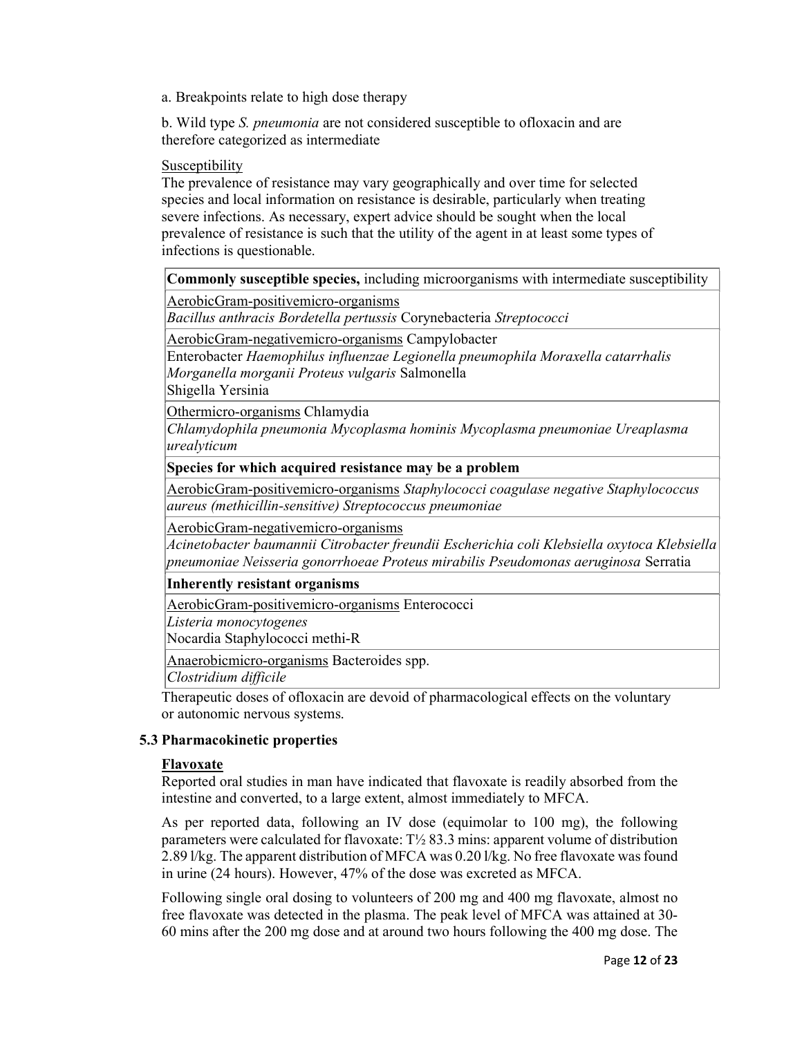a. Breakpoints relate to high dose therapy

b. Wild type *S. pneumonia* are not considered susceptible to ofloxacin and are therefore categorized as intermediate

Susceptibility

The prevalence of resistance may vary geographically and over time for selected species and local information on resistance is desirable, particularly when treating severe infections. As necessary, expert advice should be sought when the local prevalence of resistance is such that the utility of the agent in at least some types of infections is questionable.

| **Commonly susceptible species,** including microorganisms with intermediate susceptibility |
|---|
| AerobicGram-positivemicro-organisms<br>*Bacillus anthracis Bordetella pertussis* Corynebacteria *Streptococci* |
| AerobicGram-negativemicro-organisms Campylobacter<br>Enterobacter *Haemophilus influenzae Legionella pneumophila Moraxella catarrhalis Morganella morganii Proteus vulgaris* Salmonella<br>Shigella Yersinia |
| Othermicro-organisms Chlamydia<br>*Chlamydophila pneumonia Mycoplasma hominis Mycoplasma pneumoniae Ureaplasma urealyticum* |
| **Species for which acquired resistance may be a problem** |
| AerobicGram-positivemicro-organisms *Staphylococci coagulase negative Staphylococcus aureus (methicillin-sensitive) Streptococcus pneumoniae* |
| AerobicGram-negativemicro-organisms<br>*Acinetobacter baumannii Citrobacter freundii Escherichia coli Klebsiella oxytoca Klebsiella pneumoniae Neisseria gonorrhoeae Proteus mirabilis Pseudomonas aeruginosa* Serratia |
| **Inherently resistant organisms** |
| AerobicGram-positivemicro-organisms Enterococci<br>*Listeria monocytogenes*<br>Nocardia Staphylococci methi-R |
| Anaerobicmicro-organisms Bacteroides spp.<br>*Clostridium difficile* |

Therapeutic doses of ofloxacin are devoid of pharmacological effects on the voluntary or autonomic nervous systems.

### 5.3 Pharmacokinetic properties

**Flavoxate**

Reported oral studies in man have indicated that flavoxate is readily absorbed from the intestine and converted, to a large extent, almost immediately to MFCA.

As per reported data, following an IV dose (equimolar to 100 mg), the following parameters were calculated for flavoxate: $T_{½}$ 83.3 mins: apparent volume of distribution 2.89 l/kg. The apparent distribution of MFCA was 0.20 l/kg. No free flavoxate was found in urine (24 hours). However, 47% of the dose was excreted as MFCA.

Following single oral dosing to volunteers of 200 mg and 400 mg flavoxate, almost no free flavoxate was detected in the plasma. The peak level of MFCA was attained at 30-60 mins after the 200 mg dose and at around two hours following the 400 mg dose. The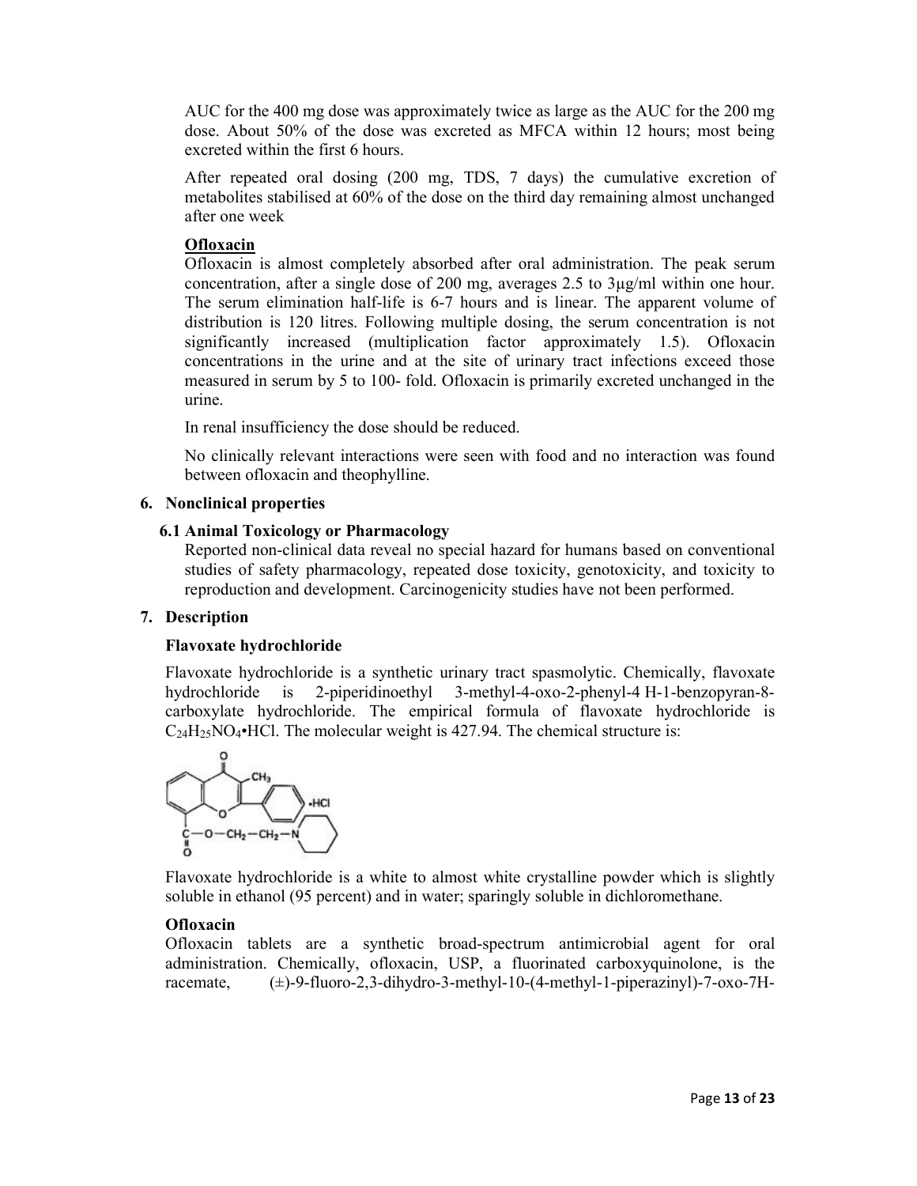AUC for the 400 mg dose was approximately twice as large as the AUC for the 200 mg dose. About 50% of the dose was excreted as MFCA within 12 hours; most being excreted within the first 6 hours.

After repeated oral dosing (200 mg, TDS, 7 days) the cumulative excretion of metabolites stabilised at 60% of the dose on the third day remaining almost unchanged after one week

**Ofloxacin**

Ofloxacin is almost completely absorbed after oral administration. The peak serum concentration, after a single dose of 200 mg, averages 2.5 to 3µg/ml within one hour. The serum elimination half-life is 6-7 hours and is linear. The apparent volume of distribution is 120 litres. Following multiple dosing, the serum concentration is not significantly increased (multiplication factor approximately 1.5). Ofloxacin concentrations in the urine and at the site of urinary tract infections exceed those measured in serum by 5 to 100- fold. Ofloxacin is primarily excreted unchanged in the urine.

In renal insufficiency the dose should be reduced.

No clinically relevant interactions were seen with food and no interaction was found between ofloxacin and theophylline.

## 6. Nonclinical properties

### 6.1 Animal Toxicology or Pharmacology

Reported non-clinical data reveal no special hazard for humans based on conventional studies of safety pharmacology, repeated dose toxicity, genotoxicity, and toxicity to reproduction and development. Carcinogenicity studies have not been performed.

## 7. Description

**Flavoxate hydrochloride**

Flavoxate hydrochloride is a synthetic urinary tract spasmolytic. Chemically, flavoxate hydrochloride is 2-piperidinoethyl 3-methyl-4-oxo-2-phenyl-4 H-1-benzopyran-8-carboxylate hydrochloride. The empirical formula of flavoxate hydrochloride is $C_{24}H_{25}NO_4$•HCl. The molecular weight is 427.94. The chemical structure is:

Flavoxate hydrochloride is a white to almost white crystalline powder which is slightly soluble in ethanol (95 percent) and in water; sparingly soluble in dichloromethane.

**Ofloxacin**

Ofloxacin tablets are a synthetic broad-spectrum antimicrobial agent for oral administration. Chemically, ofloxacin, USP, a fluorinated carboxyquinolone, is the racemate, (±)-9-fluoro-2,3-dihydro-3-methyl-10-(4-methyl-1-piperazinyl)-7-oxo-7H-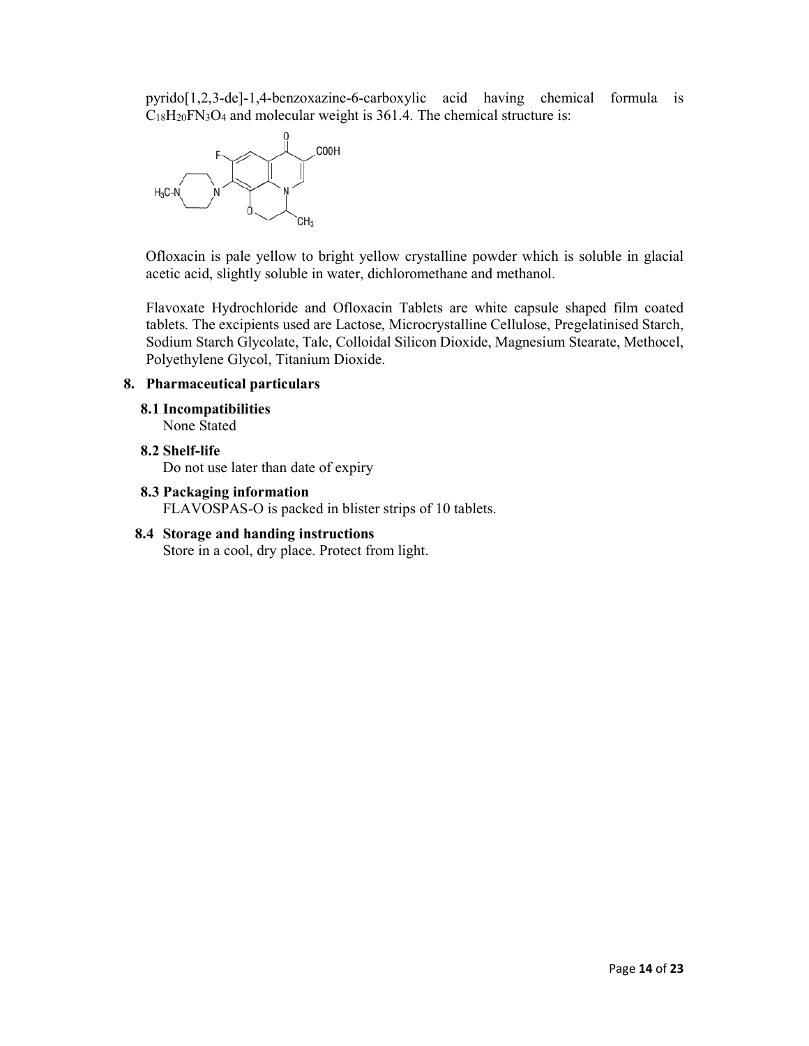pyrido[1,2,3-de]-1,4-benzoxazine-6-carboxylic acid having chemical formula is $C_{18}H_{20}FN_3O_4$ and molecular weight is 361.4. The chemical structure is:

Ofloxacin is pale yellow to bright yellow crystalline powder which is soluble in glacial acetic acid, slightly soluble in water, dichloromethane and methanol.

Flavoxate Hydrochloride and Ofloxacin Tablets are white capsule shaped film coated tablets. The excipients used are Lactose, Microcrystalline Cellulose, Pregelatinised Starch, Sodium Starch Glycolate, Talc, Colloidal Silicon Dioxide, Magnesium Stearate, Methocel, Polyethylene Glycol, Titanium Dioxide.

## 8. Pharmaceutical particulars

### 8.1 Incompatibilities

None Stated

### 8.2 Shelf-life

Do not use later than date of expiry

### 8.3 Packaging information

FLAVOSPAS-O is packed in blister strips of 10 tablets.

### 8.4 Storage and handing instructions

Store in a cool, dry place. Protect from light.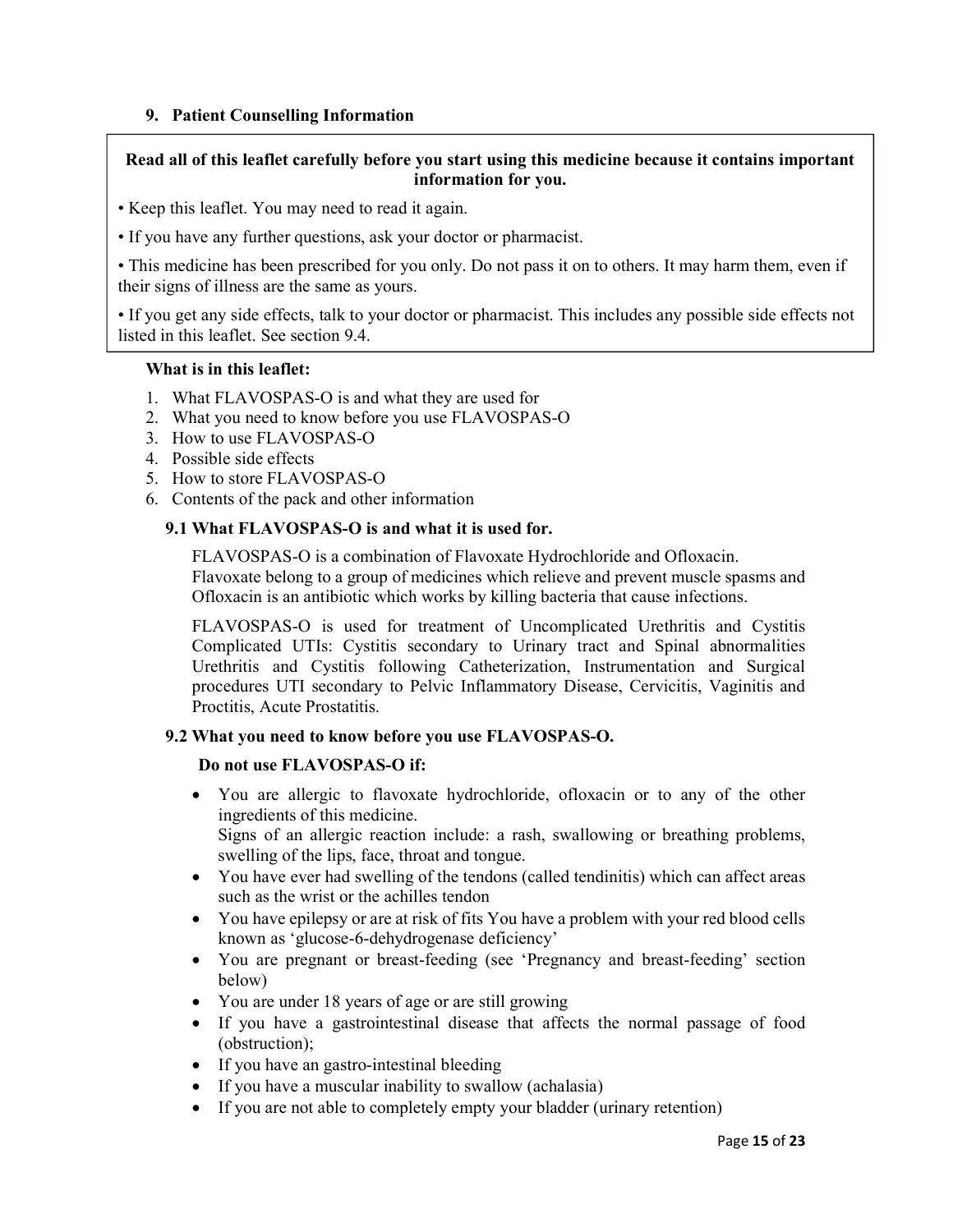## 9. Patient Counselling Information

**Read all of this leaflet carefully before you start using this medicine because it contains important information for you.**

• Keep this leaflet. You may need to read it again.

• If you have any further questions, ask your doctor or pharmacist.

• This medicine has been prescribed for you only. Do not pass it on to others. It may harm them, even if their signs of illness are the same as yours.

• If you get any side effects, talk to your doctor or pharmacist. This includes any possible side effects not listed in this leaflet. See section 9.4.

**What is in this leaflet:**

1. What FLAVOSPAS-O is and what they are used for
2. What you need to know before you use FLAVOSPAS-O
3. How to use FLAVOSPAS-O
4. Possible side effects
5. How to store FLAVOSPAS-O
6. Contents of the pack and other information

### 9.1 What FLAVOSPAS-O is and what it is used for.

FLAVOSPAS-O is a combination of Flavoxate Hydrochloride and Ofloxacin.
Flavoxate belong to a group of medicines which relieve and prevent muscle spasms and Ofloxacin is an antibiotic which works by killing bacteria that cause infections.

FLAVOSPAS-O is used for treatment of Uncomplicated Urethritis and Cystitis Complicated UTIs: Cystitis secondary to Urinary tract and Spinal abnormalities Urethritis and Cystitis following Catheterization, Instrumentation and Surgical procedures UTI secondary to Pelvic Inflammatory Disease, Cervicitis, Vaginitis and Proctitis, Acute Prostatitis.

### 9.2 What you need to know before you use FLAVOSPAS-O.

**Do not use FLAVOSPAS-O if:**

- You are allergic to flavoxate hydrochloride, ofloxacin or to any of the other ingredients of this medicine.
  Signs of an allergic reaction include: a rash, swallowing or breathing problems, swelling of the lips, face, throat and tongue.
- You have ever had swelling of the tendons (called tendinitis) which can affect areas such as the wrist or the achilles tendon
- You have epilepsy or are at risk of fits You have a problem with your red blood cells known as 'glucose-6-dehydrogenase deficiency'
- You are pregnant or breast-feeding (see 'Pregnancy and breast-feeding' section below)
- You are under 18 years of age or are still growing
- If you have a gastrointestinal disease that affects the normal passage of food (obstruction);
- If you have an gastro-intestinal bleeding
- If you have a muscular inability to swallow (achalasia)
- If you are not able to completely empty your bladder (urinary retention)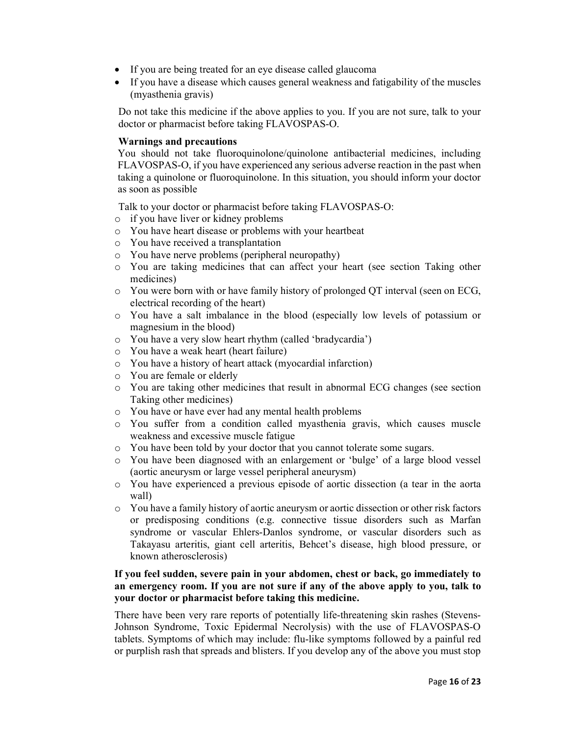- If you are being treated for an eye disease called glaucoma
- If you have a disease which causes general weakness and fatigability of the muscles (myasthenia gravis)

Do not take this medicine if the above applies to you. If you are not sure, talk to your doctor or pharmacist before taking FLAVOSPAS-O.

**Warnings and precautions**

You should not take fluoroquinolone/quinolone antibacterial medicines, including FLAVOSPAS-O, if you have experienced any serious adverse reaction in the past when taking a quinolone or fluoroquinolone. In this situation, you should inform your doctor as soon as possible

Talk to your doctor or pharmacist before taking FLAVOSPAS-O:

- if you have liver or kidney problems
- You have heart disease or problems with your heartbeat
- You have received a transplantation
- You have nerve problems (peripheral neuropathy)
- You are taking medicines that can affect your heart (see section Taking other medicines)
- You were born with or have family history of prolonged QT interval (seen on ECG, electrical recording of the heart)
- You have a salt imbalance in the blood (especially low levels of potassium or magnesium in the blood)
- You have a very slow heart rhythm (called 'bradycardia')
- You have a weak heart (heart failure)
- You have a history of heart attack (myocardial infarction)
- You are female or elderly
- You are taking other medicines that result in abnormal ECG changes (see section Taking other medicines)
- You have or have ever had any mental health problems
- You suffer from a condition called myasthenia gravis, which causes muscle weakness and excessive muscle fatigue
- You have been told by your doctor that you cannot tolerate some sugars.
- You have been diagnosed with an enlargement or 'bulge' of a large blood vessel (aortic aneurysm or large vessel peripheral aneurysm)
- You have experienced a previous episode of aortic dissection (a tear in the aorta wall)
- You have a family history of aortic aneurysm or aortic dissection or other risk factors or predisposing conditions (e.g. connective tissue disorders such as Marfan syndrome or vascular Ehlers-Danlos syndrome, or vascular disorders such as Takayasu arteritis, giant cell arteritis, Behcet's disease, high blood pressure, or known atherosclerosis)

**If you feel sudden, severe pain in your abdomen, chest or back, go immediately to an emergency room. If you are not sure if any of the above apply to you, talk to your doctor or pharmacist before taking this medicine.**

There have been very rare reports of potentially life-threatening skin rashes (Stevens-Johnson Syndrome, Toxic Epidermal Necrolysis) with the use of FLAVOSPAS-O tablets. Symptoms of which may include: flu-like symptoms followed by a painful red or purplish rash that spreads and blisters. If you develop any of the above you must stop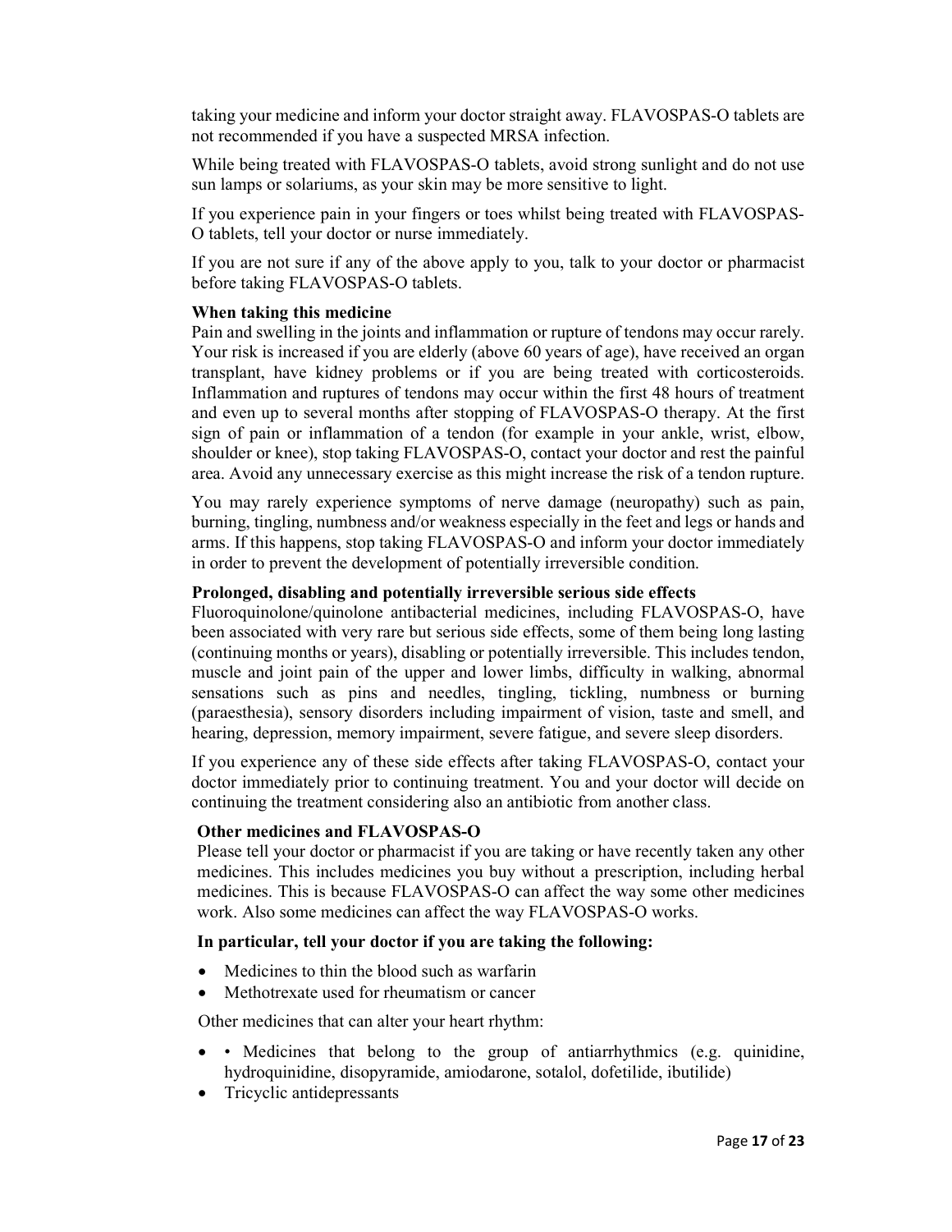taking your medicine and inform your doctor straight away. FLAVOSPAS-O tablets are not recommended if you have a suspected MRSA infection.

While being treated with FLAVOSPAS-O tablets, avoid strong sunlight and do not use sun lamps or solariums, as your skin may be more sensitive to light.

If you experience pain in your fingers or toes whilst being treated with FLAVOSPAS-O tablets, tell your doctor or nurse immediately.

If you are not sure if any of the above apply to you, talk to your doctor or pharmacist before taking FLAVOSPAS-O tablets.

**When taking this medicine**

Pain and swelling in the joints and inflammation or rupture of tendons may occur rarely. Your risk is increased if you are elderly (above 60 years of age), have received an organ transplant, have kidney problems or if you are being treated with corticosteroids. Inflammation and ruptures of tendons may occur within the first 48 hours of treatment and even up to several months after stopping of FLAVOSPAS-O therapy. At the first sign of pain or inflammation of a tendon (for example in your ankle, wrist, elbow, shoulder or knee), stop taking FLAVOSPAS-O, contact your doctor and rest the painful area. Avoid any unnecessary exercise as this might increase the risk of a tendon rupture.

You may rarely experience symptoms of nerve damage (neuropathy) such as pain, burning, tingling, numbness and/or weakness especially in the feet and legs or hands and arms. If this happens, stop taking FLAVOSPAS-O and inform your doctor immediately in order to prevent the development of potentially irreversible condition.

**Prolonged, disabling and potentially irreversible serious side effects**

Fluoroquinolone/quinolone antibacterial medicines, including FLAVOSPAS-O, have been associated with very rare but serious side effects, some of them being long lasting (continuing months or years), disabling or potentially irreversible. This includes tendon, muscle and joint pain of the upper and lower limbs, difficulty in walking, abnormal sensations such as pins and needles, tingling, tickling, numbness or burning (paraesthesia), sensory disorders including impairment of vision, taste and smell, and hearing, depression, memory impairment, severe fatigue, and severe sleep disorders.

If you experience any of these side effects after taking FLAVOSPAS-O, contact your doctor immediately prior to continuing treatment. You and your doctor will decide on continuing the treatment considering also an antibiotic from another class.

**Other medicines and FLAVOSPAS-O**

Please tell your doctor or pharmacist if you are taking or have recently taken any other medicines. This includes medicines you buy without a prescription, including herbal medicines. This is because FLAVOSPAS-O can affect the way some other medicines work. Also some medicines can affect the way FLAVOSPAS-O works.

**In particular, tell your doctor if you are taking the following:**

- Medicines to thin the blood such as warfarin
- Methotrexate used for rheumatism or cancer

Other medicines that can alter your heart rhythm:

- • Medicines that belong to the group of antiarrhythmics (e.g. quinidine, hydroquinidine, disopyramide, amiodarone, sotalol, dofetilide, ibutilide)
- Tricyclic antidepressants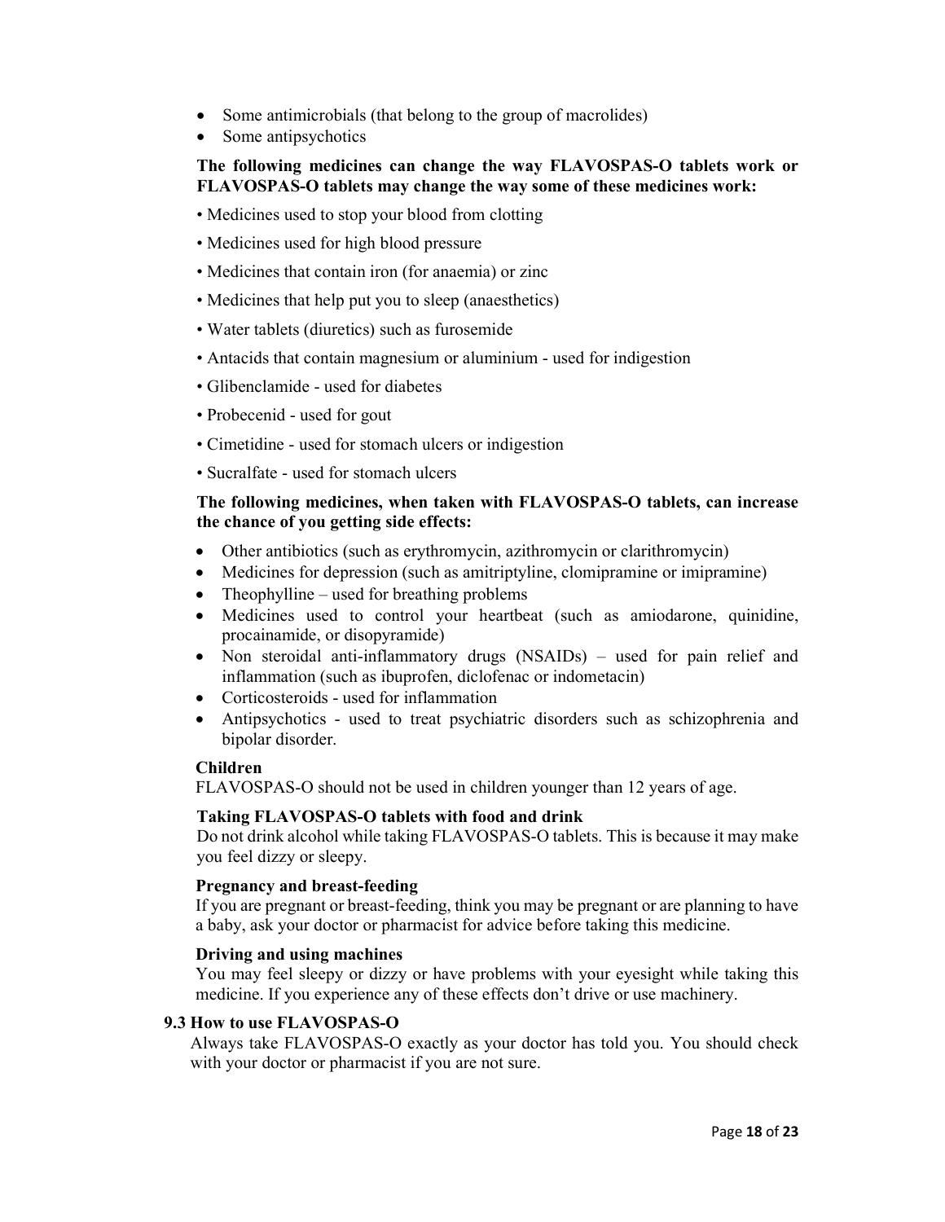- Some antimicrobials (that belong to the group of macrolides)
- Some antipsychotics

**The following medicines can change the way FLAVOSPAS-O tablets work or FLAVOSPAS-O tablets may change the way some of these medicines work:**

- Medicines used to stop your blood from clotting
- Medicines used for high blood pressure
- Medicines that contain iron (for anaemia) or zinc
- Medicines that help put you to sleep (anaesthetics)
- Water tablets (diuretics) such as furosemide
- Antacids that contain magnesium or aluminium - used for indigestion
- Glibenclamide - used for diabetes
- Probecenid - used for gout
- Cimetidine - used for stomach ulcers or indigestion
- Sucralfate - used for stomach ulcers

**The following medicines, when taken with FLAVOSPAS-O tablets, can increase the chance of you getting side effects:**

- Other antibiotics (such as erythromycin, azithromycin or clarithromycin)
- Medicines for depression (such as amitriptyline, clomipramine or imipramine)
- Theophylline – used for breathing problems
- Medicines used to control your heartbeat (such as amiodarone, quinidine, procainamide, or disopyramide)
- Non steroidal anti-inflammatory drugs (NSAIDs) – used for pain relief and inflammation (such as ibuprofen, diclofenac or indometacin)
- Corticosteroids - used for inflammation
- Antipsychotics - used to treat psychiatric disorders such as schizophrenia and bipolar disorder.

**Children**

FLAVOSPAS-O should not be used in children younger than 12 years of age.

**Taking FLAVOSPAS-O tablets with food and drink**

Do not drink alcohol while taking FLAVOSPAS-O tablets. This is because it may make you feel dizzy or sleepy.

**Pregnancy and breast-feeding**

If you are pregnant or breast-feeding, think you may be pregnant or are planning to have a baby, ask your doctor or pharmacist for advice before taking this medicine.

**Driving and using machines**

You may feel sleepy or dizzy or have problems with your eyesight while taking this medicine. If you experience any of these effects don't drive or use machinery.

### 9.3 How to use FLAVOSPAS-O

Always take FLAVOSPAS-O exactly as your doctor has told you. You should check with your doctor or pharmacist if you are not sure.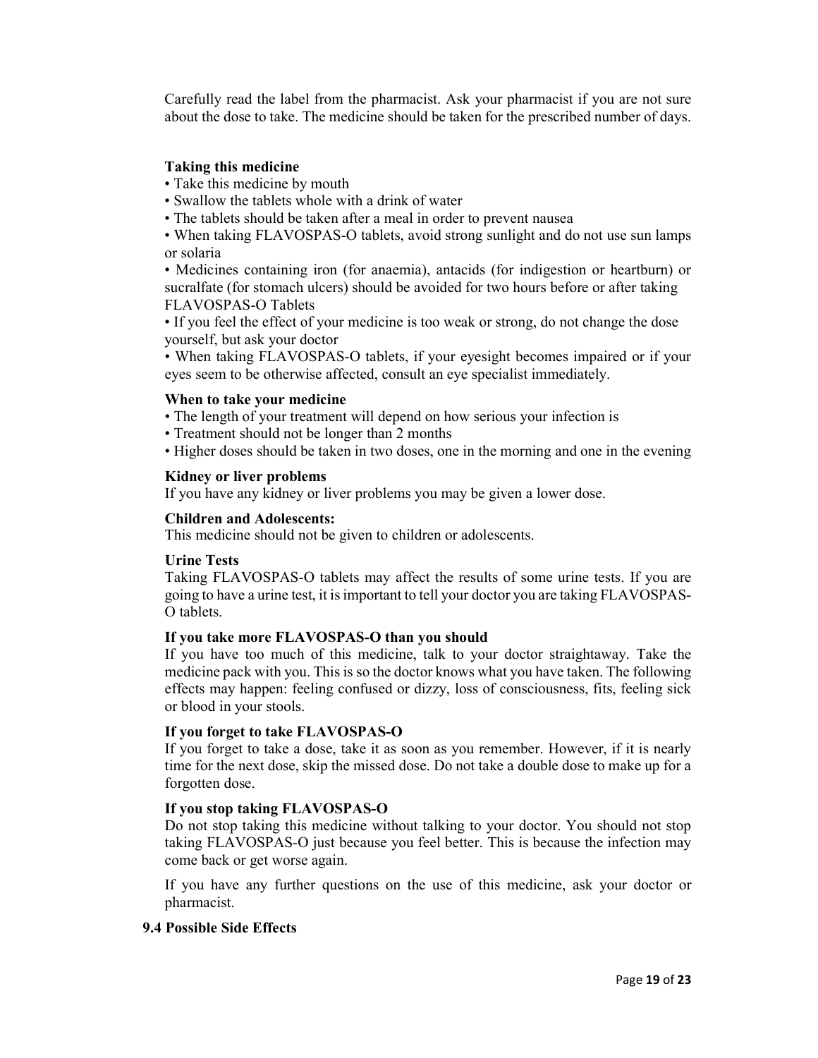Carefully read the label from the pharmacist. Ask your pharmacist if you are not sure about the dose to take. The medicine should be taken for the prescribed number of days.

**Taking this medicine**

- Take this medicine by mouth
- Swallow the tablets whole with a drink of water
- The tablets should be taken after a meal in order to prevent nausea
- When taking FLAVOSPAS-O tablets, avoid strong sunlight and do not use sun lamps or solaria
- Medicines containing iron (for anaemia), antacids (for indigestion or heartburn) or sucralfate (for stomach ulcers) should be avoided for two hours before or after taking FLAVOSPAS-O Tablets
- If you feel the effect of your medicine is too weak or strong, do not change the dose yourself, but ask your doctor
- When taking FLAVOSPAS-O tablets, if your eyesight becomes impaired or if your eyes seem to be otherwise affected, consult an eye specialist immediately.

**When to take your medicine**

- The length of your treatment will depend on how serious your infection is
- Treatment should not be longer than 2 months
- Higher doses should be taken in two doses, one in the morning and one in the evening

**Kidney or liver problems**

If you have any kidney or liver problems you may be given a lower dose.

**Children and Adolescents:**

This medicine should not be given to children or adolescents.

**Urine Tests**

Taking FLAVOSPAS-O tablets may affect the results of some urine tests. If you are going to have a urine test, it is important to tell your doctor you are taking FLAVOSPAS-O tablets.

**If you take more FLAVOSPAS-O than you should**

If you have too much of this medicine, talk to your doctor straightaway. Take the medicine pack with you. This is so the doctor knows what you have taken. The following effects may happen: feeling confused or dizzy, loss of consciousness, fits, feeling sick or blood in your stools.

**If you forget to take FLAVOSPAS-O**

If you forget to take a dose, take it as soon as you remember. However, if it is nearly time for the next dose, skip the missed dose. Do not take a double dose to make up for a forgotten dose.

**If you stop taking FLAVOSPAS-O**

Do not stop taking this medicine without talking to your doctor. You should not stop taking FLAVOSPAS-O just because you feel better. This is because the infection may come back or get worse again.

If you have any further questions on the use of this medicine, ask your doctor or pharmacist.

### 9.4 Possible Side Effects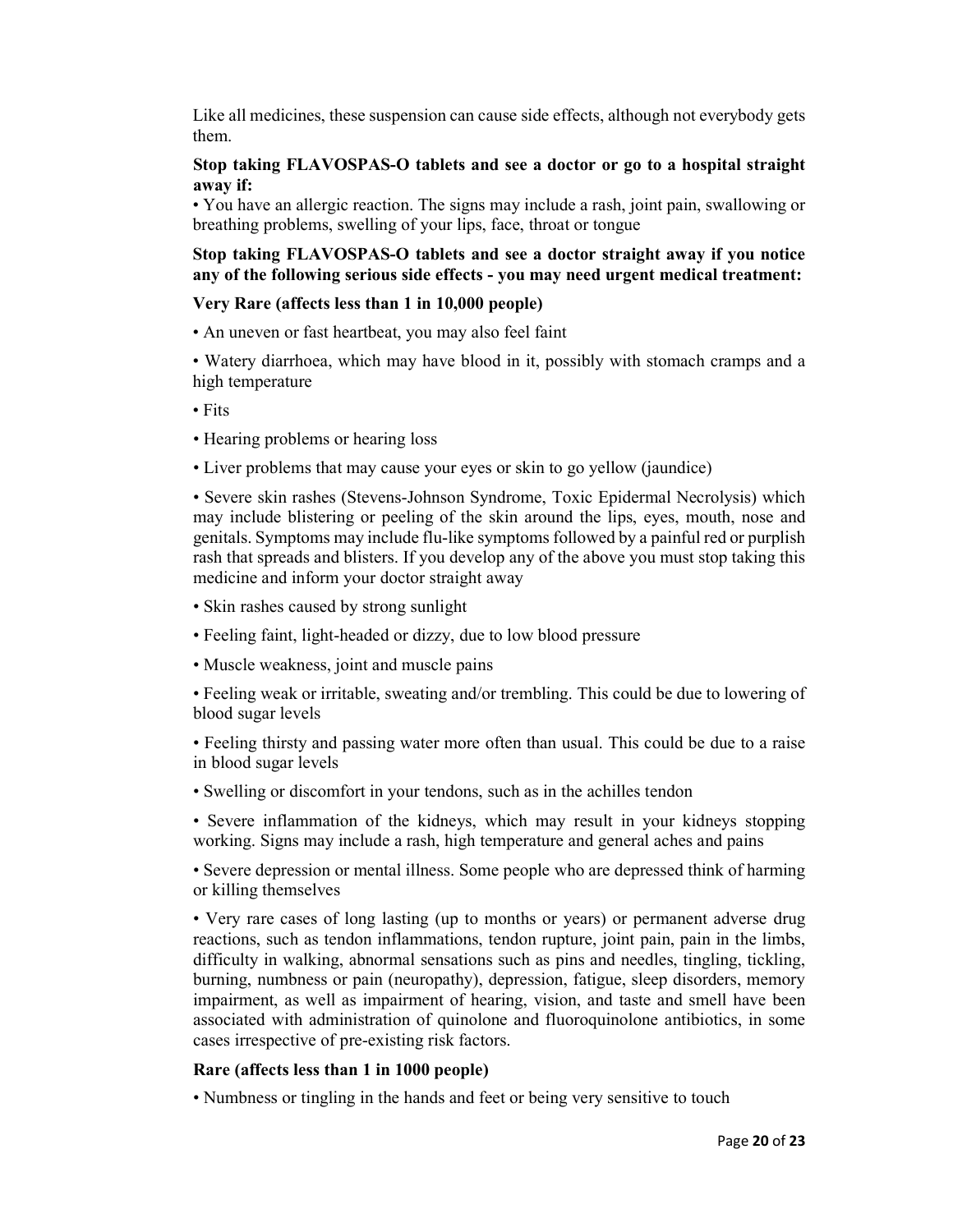Like all medicines, these suspension can cause side effects, although not everybody gets them.

**Stop taking FLAVOSPAS-O tablets and see a doctor or go to a hospital straight away if:**

• You have an allergic reaction. The signs may include a rash, joint pain, swallowing or breathing problems, swelling of your lips, face, throat or tongue

**Stop taking FLAVOSPAS-O tablets and see a doctor straight away if you notice any of the following serious side effects - you may need urgent medical treatment:**

**Very Rare (affects less than 1 in 10,000 people)**

• An uneven or fast heartbeat, you may also feel faint

• Watery diarrhoea, which may have blood in it, possibly with stomach cramps and a high temperature

• Fits

• Hearing problems or hearing loss

• Liver problems that may cause your eyes or skin to go yellow (jaundice)

• Severe skin rashes (Stevens-Johnson Syndrome, Toxic Epidermal Necrolysis) which may include blistering or peeling of the skin around the lips, eyes, mouth, nose and genitals. Symptoms may include flu-like symptoms followed by a painful red or purplish rash that spreads and blisters. If you develop any of the above you must stop taking this medicine and inform your doctor straight away

• Skin rashes caused by strong sunlight

• Feeling faint, light-headed or dizzy, due to low blood pressure

• Muscle weakness, joint and muscle pains

• Feeling weak or irritable, sweating and/or trembling. This could be due to lowering of blood sugar levels

• Feeling thirsty and passing water more often than usual. This could be due to a raise in blood sugar levels

• Swelling or discomfort in your tendons, such as in the achilles tendon

• Severe inflammation of the kidneys, which may result in your kidneys stopping working. Signs may include a rash, high temperature and general aches and pains

• Severe depression or mental illness. Some people who are depressed think of harming or killing themselves

• Very rare cases of long lasting (up to months or years) or permanent adverse drug reactions, such as tendon inflammations, tendon rupture, joint pain, pain in the limbs, difficulty in walking, abnormal sensations such as pins and needles, tingling, tickling, burning, numbness or pain (neuropathy), depression, fatigue, sleep disorders, memory impairment, as well as impairment of hearing, vision, and taste and smell have been associated with administration of quinolone and fluoroquinolone antibiotics, in some cases irrespective of pre-existing risk factors.

**Rare (affects less than 1 in 1000 people)**

• Numbness or tingling in the hands and feet or being very sensitive to touch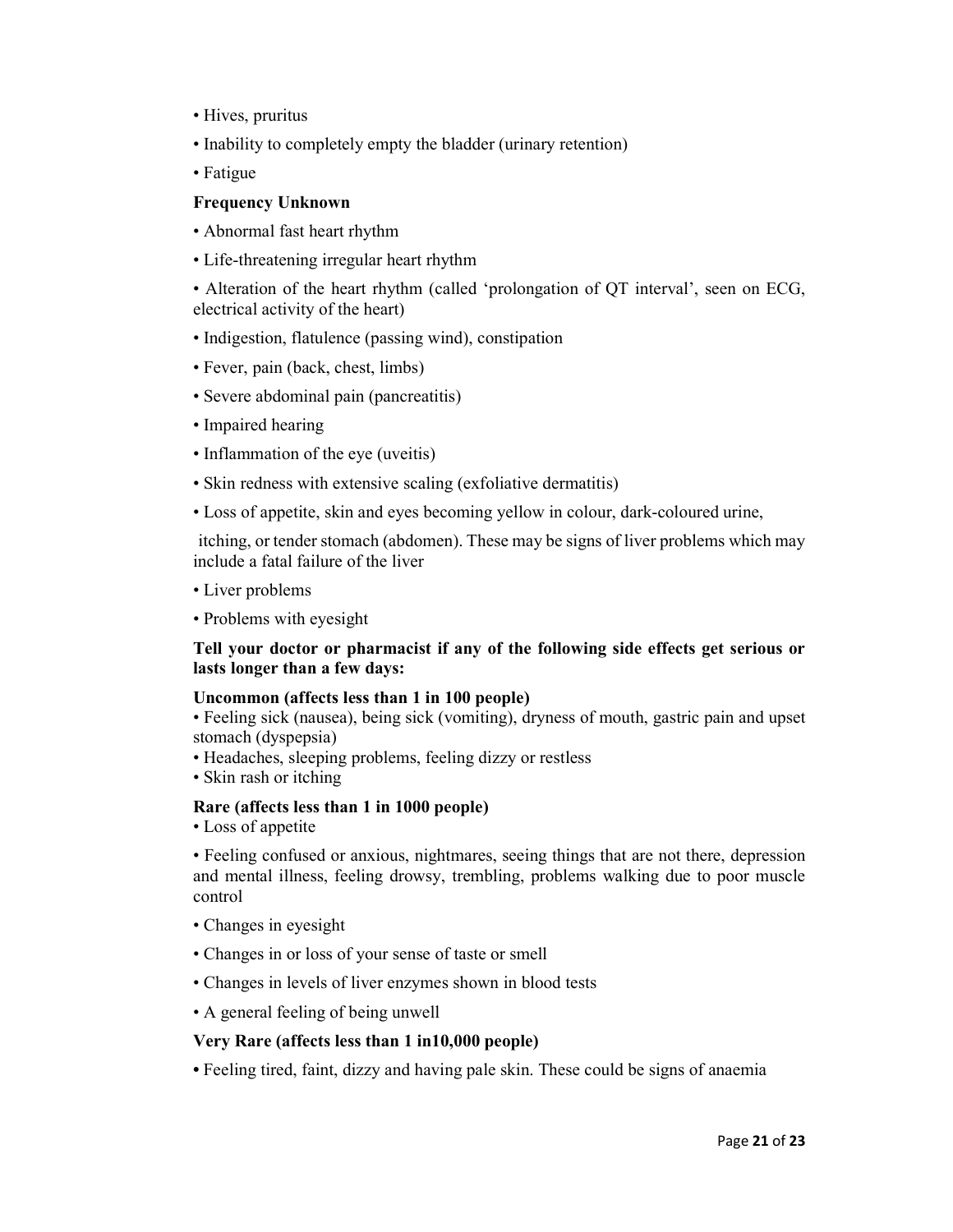- Hives, pruritus
- Inability to completely empty the bladder (urinary retention)
- Fatigue

**Frequency Unknown**

- Abnormal fast heart rhythm
- Life-threatening irregular heart rhythm
- Alteration of the heart rhythm (called 'prolongation of QT interval', seen on ECG, electrical activity of the heart)
- Indigestion, flatulence (passing wind), constipation
- Fever, pain (back, chest, limbs)
- Severe abdominal pain (pancreatitis)
- Impaired hearing
- Inflammation of the eye (uveitis)
- Skin redness with extensive scaling (exfoliative dermatitis)
- Loss of appetite, skin and eyes becoming yellow in colour, dark-coloured urine,

itching, or tender stomach (abdomen). These may be signs of liver problems which may include a fatal failure of the liver

- Liver problems
- Problems with eyesight

**Tell your doctor or pharmacist if any of the following side effects get serious or lasts longer than a few days:**

**Uncommon (affects less than 1 in 100 people)**

- Feeling sick (nausea), being sick (vomiting), dryness of mouth, gastric pain and upset stomach (dyspepsia)
- Headaches, sleeping problems, feeling dizzy or restless
- Skin rash or itching

**Rare (affects less than 1 in 1000 people)**

- Loss of appetite
- Feeling confused or anxious, nightmares, seeing things that are not there, depression and mental illness, feeling drowsy, trembling, problems walking due to poor muscle control
- Changes in eyesight
- Changes in or loss of your sense of taste or smell
- Changes in levels of liver enzymes shown in blood tests
- A general feeling of being unwell

**Very Rare (affects less than 1 in10,000 people)**

- Feeling tired, faint, dizzy and having pale skin. These could be signs of anaemia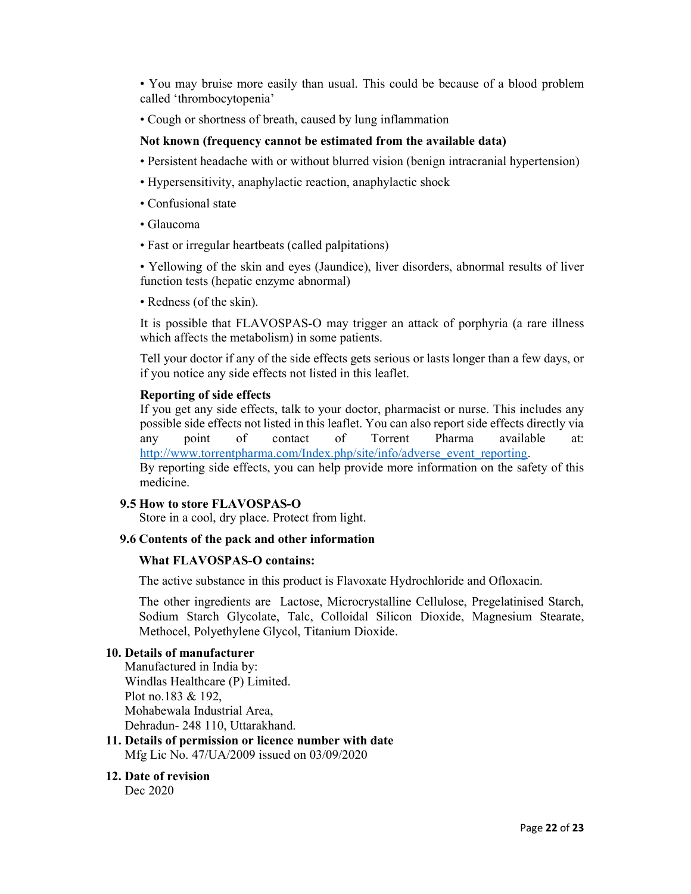- You may bruise more easily than usual. This could be because of a blood problem called 'thrombocytopenia'
- Cough or shortness of breath, caused by lung inflammation

**Not known (frequency cannot be estimated from the available data)**

- Persistent headache with or without blurred vision (benign intracranial hypertension)
- Hypersensitivity, anaphylactic reaction, anaphylactic shock
- Confusional state
- Glaucoma
- Fast or irregular heartbeats (called palpitations)
- Yellowing of the skin and eyes (Jaundice), liver disorders, abnormal results of liver function tests (hepatic enzyme abnormal)
- Redness (of the skin).

It is possible that FLAVOSPAS-O may trigger an attack of porphyria (a rare illness which affects the metabolism) in some patients.

Tell your doctor if any of the side effects gets serious or lasts longer than a few days, or if you notice any side effects not listed in this leaflet.

**Reporting of side effects**

If you get any side effects, talk to your doctor, pharmacist or nurse. This includes any possible side effects not listed in this leaflet. You can also report side effects directly via any point of contact of Torrent Pharma available at: http://www.torrentpharma.com/Index.php/site/info/adverse_event_reporting.

By reporting side effects, you can help provide more information on the safety of this medicine.

### 9.5 How to store FLAVOSPAS-O

Store in a cool, dry place. Protect from light.

### 9.6 Contents of the pack and other information

**What FLAVOSPAS-O contains:**

The active substance in this product is Flavoxate Hydrochloride and Ofloxacin.

The other ingredients are Lactose, Microcrystalline Cellulose, Pregelatinised Starch, Sodium Starch Glycolate, Talc, Colloidal Silicon Dioxide, Magnesium Stearate, Methocel, Polyethylene Glycol, Titanium Dioxide.

## 10. Details of manufacturer

Manufactured in India by:
Windlas Healthcare (P) Limited.
Plot no.183 & 192,
Mohabewala Industrial Area,
Dehradun- 248 110, Uttarakhand.

## 11. Details of permission or licence number with date

Mfg Lic No. 47/UA/2009 issued on 03/09/2020

## 12. Date of revision

Dec 2020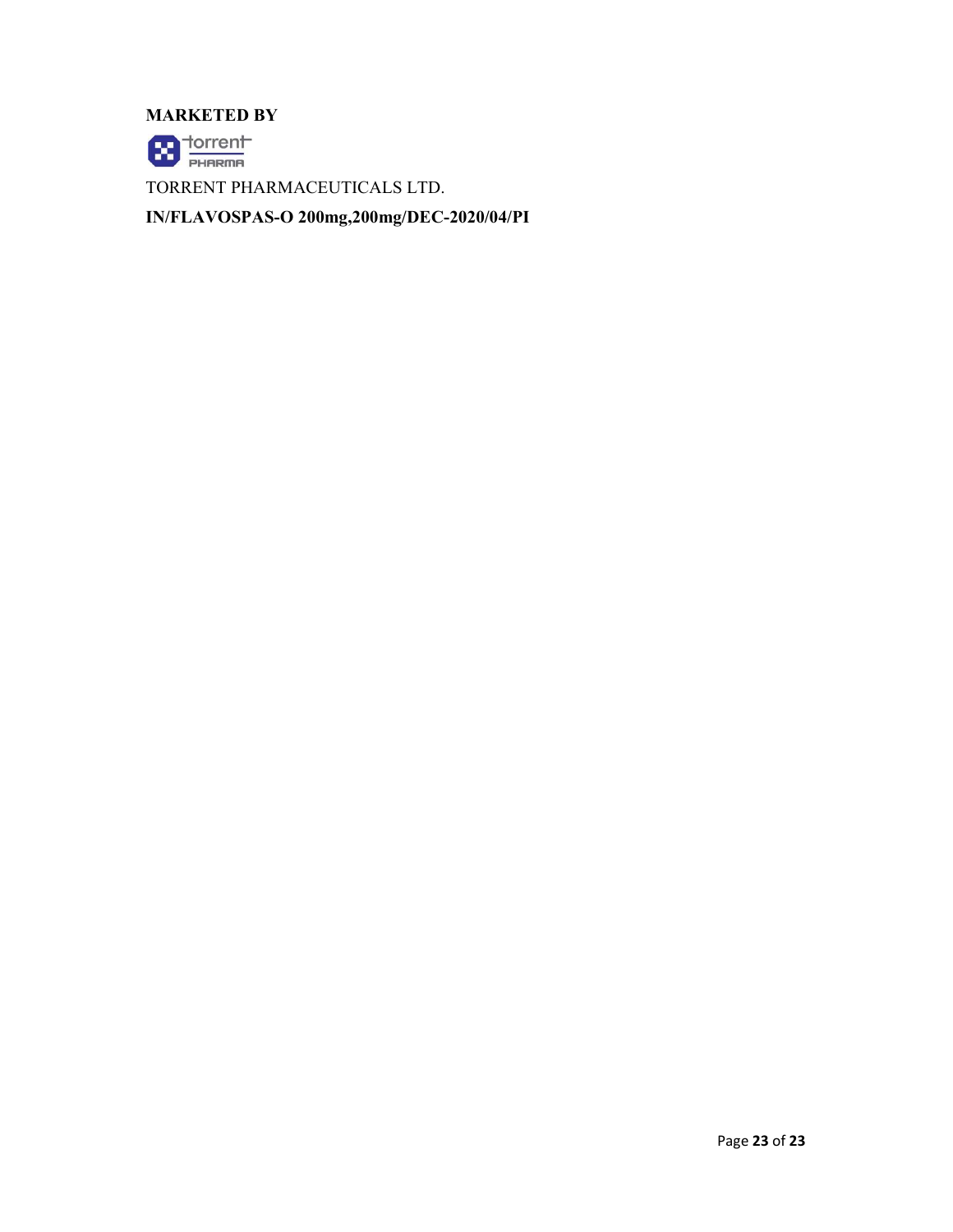**MARKETED BY**

TORRENT PHARMACEUTICALS LTD.

**IN/FLAVOSPAS-O 200mg,200mg/DEC-2020/04/PI**